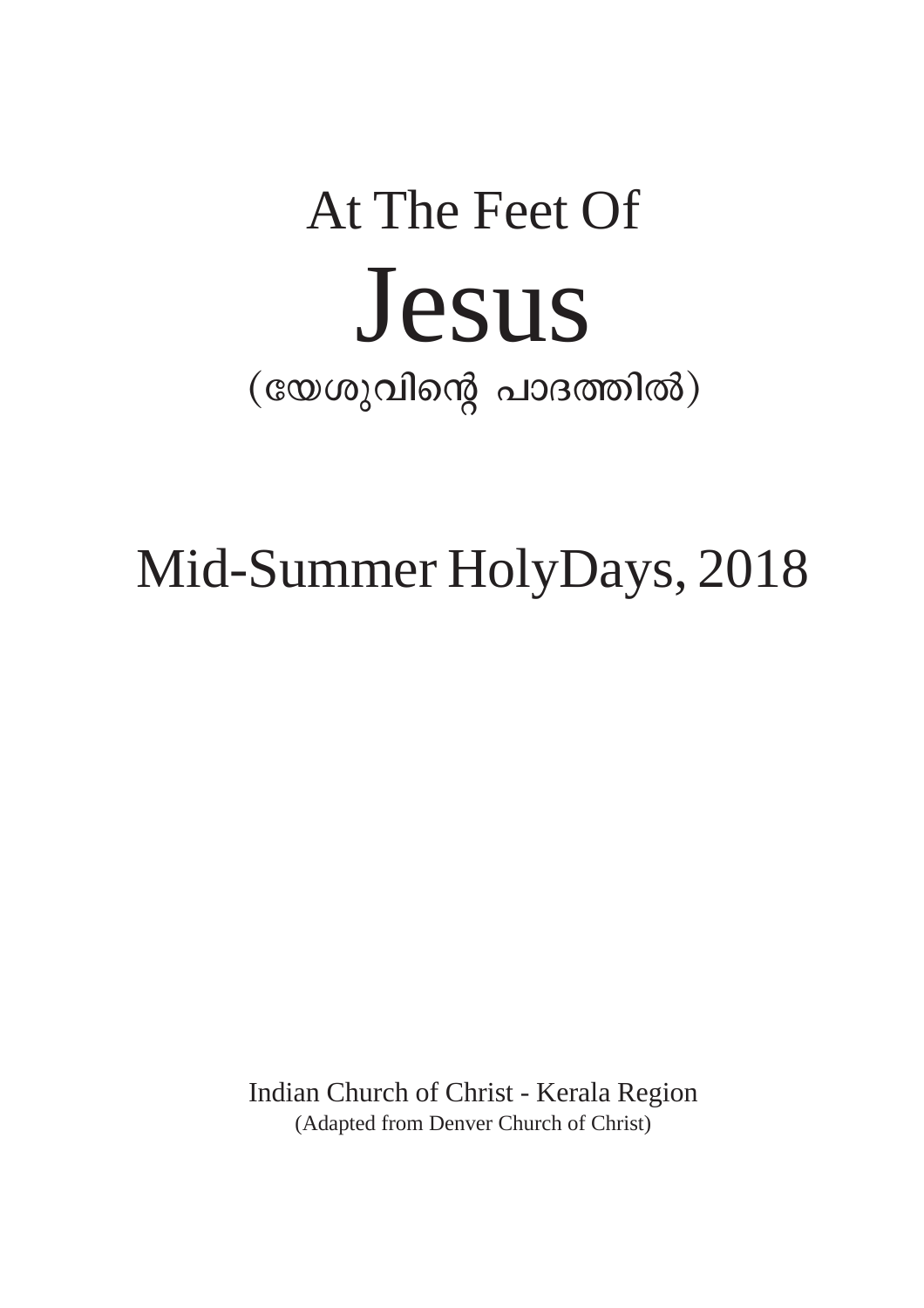# At The Feet Of

# Jesus

## (യേശുവിന്റെ പാദത്തിൽ)

## Mid-Summer HolyDays, 2018

Indian Church of Christ - Kerala Region

(Adapted from Denver Church of Christ)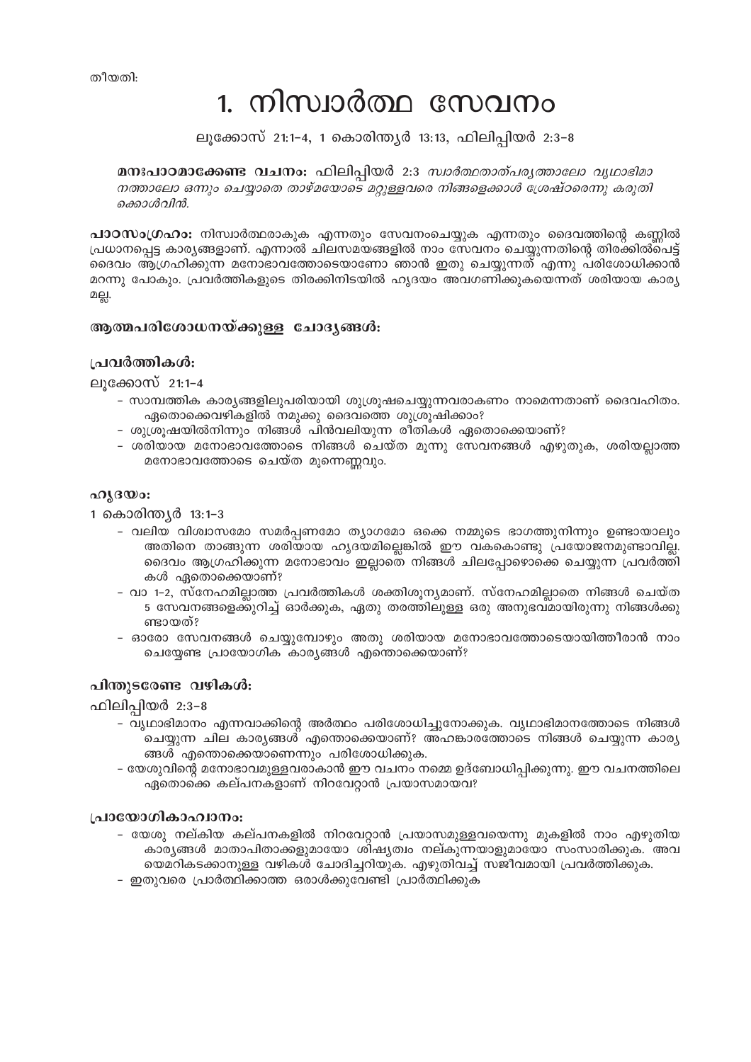തീയതി:

# 1. നിസ്വാർത്ഥ സേവനം

ലൂക്കോസ് 21:1-4, 1 കൊരിന്ത്യർ 13:13, ഫിലിപ്പിയർ 2:3-8

**മനഃപാഠമാക്കേണ്ട വചനം:** ഫിലിപ്പിയർ 2:3 *സ്വാർത്ഥതാത്പര്യത്താലോ വൃഥാഭിമാനത്താലോ ഒന്നും ചെയ്യാതെ താഴ്മയോടെ മറ്റുള്ളവരെ നിങ്ങളെക്കാൾ ശ്രേഷ്ഠരെന്നു കരുതിക്കൊൾവിൻ.*

**പാഠസംഗ്രഹം:** നിസ്വാർത്ഥരാകുക എന്നതും സേവനംചെയ്യുക എന്നതും ദൈവത്തിന്റെ കണ്ണിൽ പ്രധാനപ്പെട്ട കാര്യങ്ങളാണ്. എന്നാൽ ചിലസമയങ്ങളിൽ നാം സേവനം ചെയ്യുന്നതിന്റെ തിരക്കിൽപെട്ട് ദൈവം ആഗ്രഹിക്കുന്ന മനോഭാവത്തോടെയാണോ ഞാൻ ഇതു ചെയ്യുന്നത് എന്നു പരിശോധിക്കാൻ മറന്നു പോകും. പ്രവർത്തികളുടെ തിരക്കിനിടയിൽ ഹൃദയം അവഗണിക്കുകയെന്നത് ശരിയായ കാര്യമല്ല.

## ആത്മപരിശോധനയ്ക്കുള്ള ചോദ്യങ്ങൾ:

### പ്രവർത്തികൾ:

ലൂക്കോസ് 21:1-4

- സാമ്പത്തിക കാര്യങ്ങളിലുപരിയായി ശുശ്രൂഷചെയ്യുന്നവരാകണം നാമെന്നതാണ് ദൈവഹിതം. ഏതൊക്കെവഴികളിൽ നമുക്കു ദൈവത്തെ ശുശ്രൂഷിക്കാം?
- ശുശ്രൂഷയിൽനിന്നും നിങ്ങൾ പിൻവലിയുന്ന രീതികൾ ഏതൊക്കെയാണ്?
- ശരിയായ മനോഭാവത്തോടെ നിങ്ങൾ ചെയ്ത മൂന്നു സേവനങ്ങൾ എഴുതുക, ശരിയല്ലാത്ത മനോഭാവത്തോടെ ചെയ്ത മൂന്നെണ്ണവും.

### ഹൃദയം:

1 കൊരിന്ത്യർ 13:1-3

- വലിയ വിശ്വാസമോ സമർപ്പണമോ ത്യാഗമോ ഒക്കെ നമ്മുടെ ഭാഗത്തുനിന്നും ഉണ്ടായാലും അതിനെ താങ്ങുന്ന ശരിയായ ഹൃദയമില്ലെങ്കിൽ ഈ വകകൊണ്ടു പ്രയോജനമുണ്ടാവില്ല. ദൈവം ആഗ്രഹിക്കുന്ന മനോഭാവം ഇല്ലാതെ നിങ്ങൾ ചിലപ്പോഴൊക്കെ ചെയ്യുന്ന പ്രവർത്തികൾ ഏതൊക്കെയാണ്?
- വാ 1-2, സ്നേഹമില്ലാത്ത പ്രവർത്തികൾ ശക്തിശൂന്യമാണ്. സ്നേഹമില്ലാതെ നിങ്ങൾ ചെയ്ത 5 സേവനങ്ങളെക്കുറിച്ച് ഓർക്കുക, ഏതു തരത്തിലുള്ള ഒരു അനുഭവമായിരുന്നു നിങ്ങൾക്കുണ്ടായത്?
- ഓരോ സേവനങ്ങൾ ചെയ്യുമ്പോഴും അതു ശരിയായ മനോഭാവത്തോടെയായിത്തീരാൻ നാം ചെയ്യേണ്ട പ്രായോഗിക കാര്യങ്ങൾ എന്തൊക്കെയാണ്?

### പിന്തുടരേണ്ട വഴികൾ:

ഫിലിപ്പിയർ 2:3-8

- വൃഥാഭിമാനം എന്നവാക്കിന്റെ അർത്ഥം പരിശോധിച്ചുനോക്കുക. വൃഥാഭിമാനത്തോടെ നിങ്ങൾ ചെയ്യുന്ന ചില കാര്യങ്ങൾ എന്തൊക്കെയാണ്? അഹങ്കാരത്തോടെ നിങ്ങൾ ചെയ്യുന്ന കാര്യങ്ങൾ എന്തൊക്കെയാണെന്നും പരിശോധിക്കുക.
- യേശുവിന്റെ മനോഭാവമുള്ളവരാകാൻ ഈ വചനം നമ്മെ ഉദ്ബോധിപ്പിക്കുന്നു. ഈ വചനത്തിലെ ഏതൊക്കെ കല്പനകളാണ് നിറവേറ്റാൻ പ്രയാസമായവ?

### പ്രായോഗികാഹ്വാനം:

- യേശു നല്കിയ കല്പനകളിൽ നിറവേറ്റാൻ പ്രയാസമുള്ളവയെന്നു മുകളിൽ നാം എഴുതിയ കാര്യങ്ങൾ മാതാപിതാക്കളുമായോ ശിഷ്യത്വം നല്കുന്നയാളുമായോ സംസാരിക്കുക. അവയെമറികടക്കാനുള്ള വഴികൾ ചോദിച്ചറിയുക. എഴുതിവച്ച് സജീവമായി പ്രവർത്തിക്കുക.
- ഇതുവരെ പ്രാർത്ഥിക്കാത്ത ഒരാൾക്കുവേണ്ടി പ്രാർത്ഥിക്കുക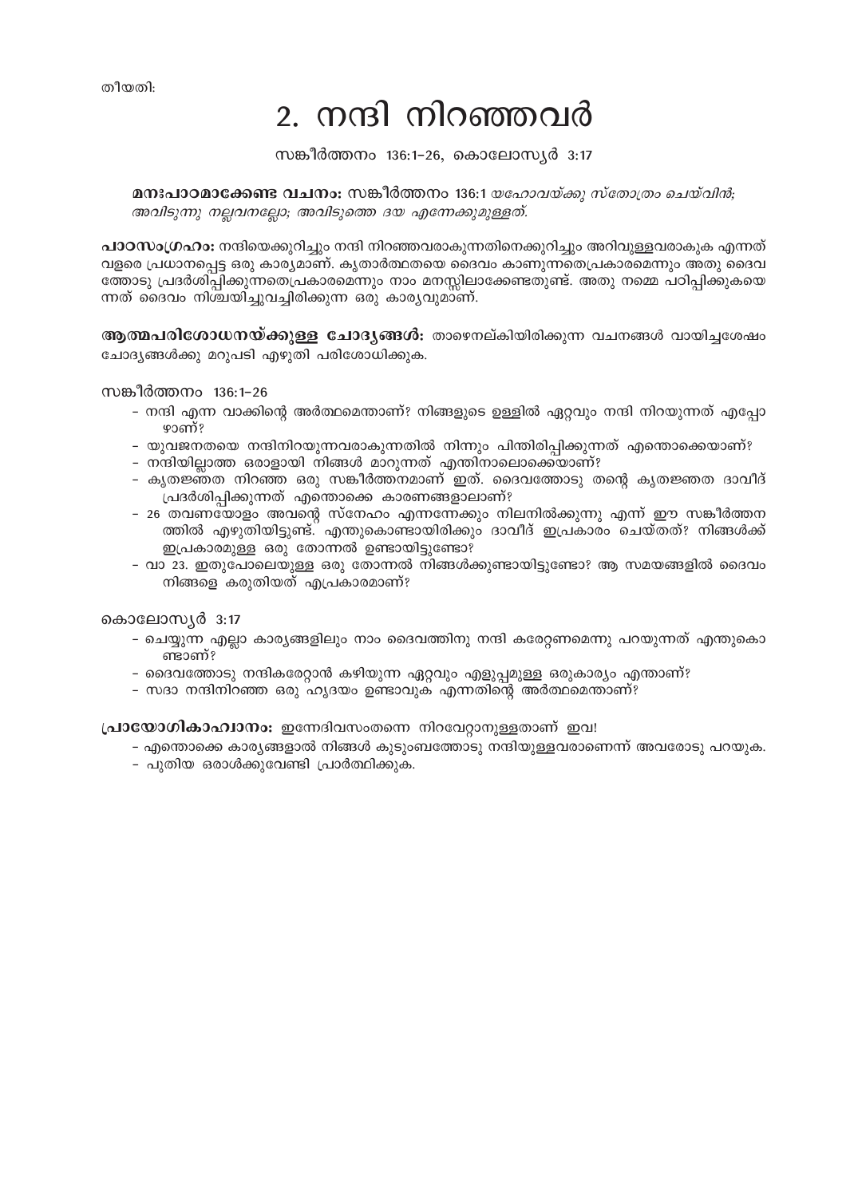തീയതി:

# 2. നന്ദി നിറഞ്ഞവർ

സങ്കീർത്തനം 136:1–26, കൊലോസ്യർ 3:17

**മനഃപാഠമാക്കേണ്ട വചനം:** സങ്കീർത്തനം 136:1 *യഹോവയ്ക്കു സ്തോത്രം ചെയ്‌വിൻ; അവിടുന്നു നല്ലവനല്ലോ; അവിടുത്തെ ദയ എന്നേക്കുമുള്ളത്.*

**പാഠസംഗ്രഹം:** നന്ദിയെക്കുറിച്ചും നന്ദി നിറഞ്ഞവരാകുന്നതിനെക്കുറിച്ചും അറിവുള്ളവരാകുക എന്നത് വളരെ പ്രധാനപ്പെട്ട ഒരു കാര്യമാണ്. കൃതാർത്ഥതയെ ദൈവം കാണുന്നതെപ്രകാരമെന്നും അതു ദൈവത്തോടു പ്രദർശിപ്പിക്കുന്നതെപ്രകാരമെന്നും നാം മനസ്സിലാക്കേണ്ടതുണ്ട്. അതു നമ്മെ പഠിപ്പിക്കുകയെന്നത് ദൈവം നിശ്ചയിച്ചുവച്ചിരിക്കുന്ന ഒരു കാര്യവുമാണ്.

**ആത്മപരിശോധനയ്ക്കുള്ള ചോദ്യങ്ങൾ:** താഴെനല്കിയിരിക്കുന്ന വചനങ്ങൾ വായിച്ചശേഷം ചോദ്യങ്ങൾക്കു മറുപടി എഴുതി പരിശോധിക്കുക.

സങ്കീർത്തനം 136:1–26

- നന്ദി എന്ന വാക്കിന്റെ അർത്ഥമെന്താണ്? നിങ്ങളുടെ ഉള്ളിൽ ഏറ്റവും നന്ദി നിറയുന്നത് എപ്പോഴാണ്?
- യുവജനതയെ നന്ദിനിറയുന്നവരാകുന്നതിൽ നിന്നും പിന്തിരിപ്പിക്കുന്നത് എന്തൊക്കെയാണ്?
- നന്ദിയില്ലാത്ത ഒരാളായി നിങ്ങൾ മാറുന്നത് എന്തിനാലൊക്കെയാണ്?
- കൃതജ്ഞത നിറഞ്ഞ ഒരു സങ്കീർത്തനമാണ് ഇത്. ദൈവത്തോടു തന്റെ കൃതജ്ഞത ദാവീദ് പ്രദർശിപ്പിക്കുന്നത് എന്തൊക്കെ കാരണങ്ങളാലാണ്?
- 26 തവണയോളം അവന്റെ സ്നേഹം എന്നന്നേക്കും നിലനിൽക്കുന്നു എന്ന് ഈ സങ്കീർത്തനത്തിൽ എഴുതിയിട്ടുണ്ട്. എന്തുകൊണ്ടായിരിക്കും ദാവീദ് ഇപ്രകാരം ചെയ്തത്? നിങ്ങൾക്ക് ഇപ്രകാരമുള്ള ഒരു തോന്നൽ ഉണ്ടായിട്ടുണ്ടോ?
- വാ 23. ഇതുപോലെയുള്ള ഒരു തോന്നൽ നിങ്ങൾക്കുണ്ടായിട്ടുണ്ടോ? ആ സമയങ്ങളിൽ ദൈവം നിങ്ങളെ കരുതിയത് എപ്രകാരമാണ്?

കൊലോസ്യർ 3:17

- ചെയ്യുന്ന എല്ലാ കാര്യങ്ങളിലും നാം ദൈവത്തിനു നന്ദി കരേറ്റണമെന്നു പറയുന്നത് എന്തുകൊണ്ടാണ്?
- ദൈവത്തോടു നന്ദികരേറ്റാൻ കഴിയുന്ന ഏറ്റവും എളുപ്പമുള്ള ഒരുകാര്യം എന്താണ്?
- സദാ നന്ദിനിറഞ്ഞ ഒരു ഹൃദയം ഉണ്ടാവുക എന്നതിന്റെ അർത്ഥമെന്താണ്?

**പ്രായോഗികാഹ്വാനം:** ഇന്നേദിവസംതന്നെ നിറവേറ്റാനുള്ളതാണ് ഇവ!

- എന്തൊക്കെ കാര്യങ്ങളാൽ നിങ്ങൾ കുടുംബത്തോടു നന്ദിയുള്ളവരാണെന്ന് അവരോടു പറയുക.
- പുതിയ ഒരാൾക്കുവേണ്ടി പ്രാർത്ഥിക്കുക.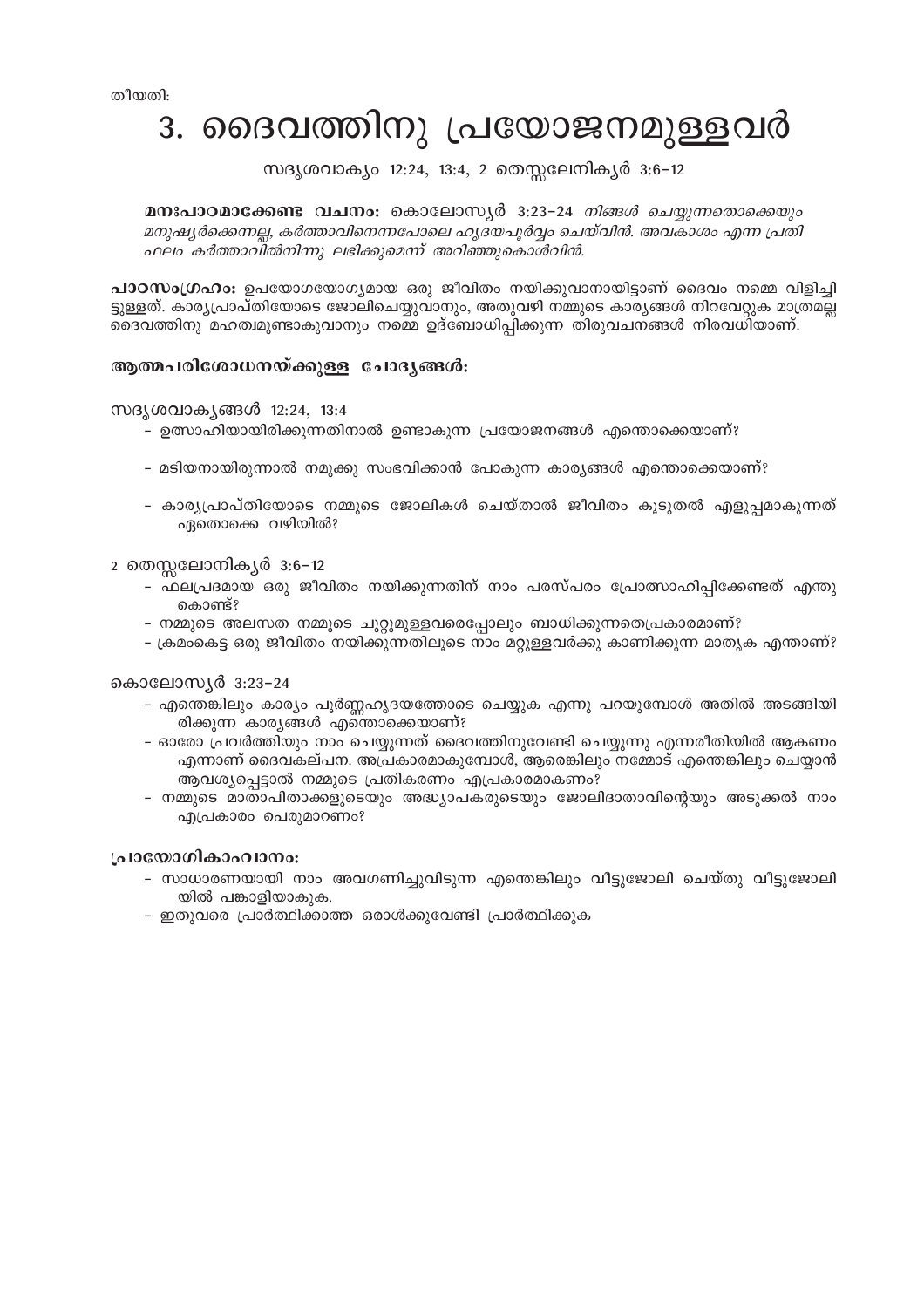തീയതി:

# 3. ദൈവത്തിനു പ്രയോജനമുള്ളവർ

സദൃശവാക്യം 12:24, 13:4, 2 തെസ്സലേനിക്യർ 3:6-12

**മനഃപാഠമാക്കേണ്ട വചനം:** കൊലോസ്യർ 3:23-24 *നിങ്ങൾ ചെയ്യുന്നതൊക്കെയും മനുഷ്യർക്കെന്നല്ല, കർത്താവിനെന്നപോലെ ഹൃദയപൂർവ്വം ചെയ്‌വിൻ. അവകാശം എന്ന പ്രതി ഫലം കർത്താവിൽനിന്നു ലഭിക്കുമെന്ന് അറിഞ്ഞുകൊൾവിൻ.*

**പാഠസംഗ്രഹം:** ഉപയോഗയോഗ്യമായ ഒരു ജീവിതം നയിക്കുവാനായിട്ടാണ് ദൈവം നമ്മെ വിളിച്ചി ട്ടുള്ളത്. കാര്യപ്രാപ്തിയോടെ ജോലിചെയ്യുവാനും, അതുവഴി നമ്മുടെ കാര്യങ്ങൾ നിറവേറ്റുക മാത്രമല്ല ദൈവത്തിനു മഹത്വമുണ്ടാകുവാനും നമ്മെ ഉദ്ബോധിപ്പിക്കുന്ന തിരുവചനങ്ങൾ നിരവധിയാണ്.

## ആത്മപരിശോധനയ്ക്കുള്ള ചോദ്യങ്ങൾ:

സദൃശവാക്യങ്ങൾ 12:24, 13:4

- ഉത്സാഹിയായിരിക്കുന്നതിനാൽ ഉണ്ടാകുന്ന പ്രയോജനങ്ങൾ എന്തൊക്കെയാണ്?
- മടിയനായിരുന്നാൽ നമുക്കു സംഭവിക്കാൻ പോകുന്ന കാര്യങ്ങൾ എന്തൊക്കെയാണ്?
- കാര്യപ്രാപ്തിയോടെ നമ്മുടെ ജോലികൾ ചെയ്താൽ ജീവിതം കൂടുതൽ എളുപ്പമാകുന്നത് ഏതൊക്കെ വഴിയിൽ?

2 തെസ്സലോനിക്യർ 3:6-12

- ഫലപ്രദമായ ഒരു ജീവിതം നയിക്കുന്നതിന് നാം പരസ്പരം പ്രോത്സാഹിപ്പിക്കേണ്ടത് എന്തു കൊണ്ട്?
- നമ്മുടെ അലസത നമ്മുടെ ചുറ്റുമുള്ളവരെപ്പോലും ബാധിക്കുന്നതെപ്രകാരമാണ്?
- ക്രമംകെട്ട ഒരു ജീവിതം നയിക്കുന്നതിലൂടെ നാം മറ്റുള്ളവർക്കു കാണിക്കുന്ന മാതൃക എന്താണ്?

കൊലോസ്യർ 3:23-24

- എന്തെങ്കിലും കാര്യം പൂർണ്ണഹൃദയത്തോടെ ചെയ്യുക എന്നു പറയുമ്പോൾ അതിൽ അടങ്ങിയി രിക്കുന്ന കാര്യങ്ങൾ എന്തൊക്കെയാണ്?
- ഓരോ പ്രവർത്തിയും നാം ചെയ്യുന്നത് ദൈവത്തിനുവേണ്ടി ചെയ്യുന്നു എന്നരീതിയിൽ ആകണം എന്നാണ് ദൈവകല്പന. അപ്രകാരമാകുമ്പോൾ, ആരെങ്കിലും നമ്മോട് എന്തെങ്കിലും ചെയ്യാൻ ആവശ്യപ്പെട്ടാൽ നമ്മുടെ പ്രതികരണം എപ്രകാരമാകണം?
- നമ്മുടെ മാതാപിതാക്കളുടെയും അദ്ധ്യാപകരുടെയും ജോലിദാതാവിന്റെയും അടുക്കൽ നാം എപ്രകാരം പെരുമാറണം?

## പ്രായോഗികാഹ്വാനം:

- സാധാരണയായി നാം അവഗണിച്ചുവിടുന്ന എന്തെങ്കിലും വീട്ടുജോലി ചെയ്തു വീട്ടുജോലി യിൽ പങ്കാളിയാകുക.
- ഇതുവരെ പ്രാർത്ഥിക്കാത്ത ഒരാൾക്കുവേണ്ടി പ്രാർത്ഥിക്കുക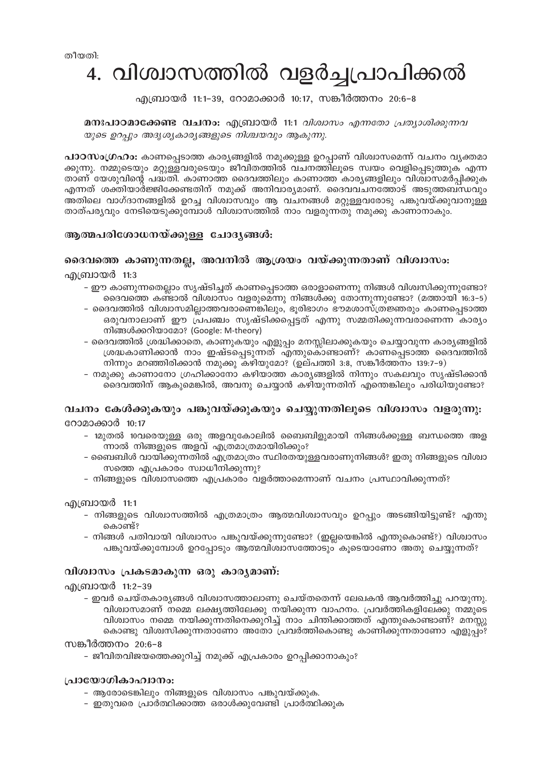തീയതി:

# 4. വിശ്വാസത്തിൽ വളർച്ചപ്രാപിക്കൽ

എബ്രായർ 11:1–39, റോമാക്കാർ 10:17, സങ്കീർത്തനം 20:6–8

**മനഃപാഠമാക്കേണ്ട വചനം:** എബ്രായർ 11:1 *വിശ്വാസം എന്നതോ പ്രത്യാശിക്കുന്നവയുടെ ഉറപ്പും അദൃശ്യകാര്യങ്ങളുടെ നിശ്ചയവും ആകുന്നു.*

**പാഠസംഗ്രഹം:** കാണപ്പെടാത്ത കാര്യങ്ങളിൽ നമുക്കുള്ള ഉറപ്പാണ് വിശ്വാസമെന്ന് വചനം വ്യക്തമാക്കുന്നു. നമ്മുടെയും മറ്റുള്ളവരുടെയും ജീവിതത്തിൽ വചനത്തിലൂടെ സ്വയം വെളിപ്പെടുത്തുക എന്നതാണ് യേശുവിന്റെ പദ്ധതി. കാണാത്ത ദൈവത്തിലും കാണാത്ത കാര്യങ്ങളിലും വിശ്വാസമർപ്പിക്കുക എന്നത് ശക്തിയാർജ്ജിക്കേണ്ടതിന് നമുക്ക് അനിവാര്യമാണ്. ദൈവവചനത്തോട് അടുത്തബന്ധവും അതിലെ വാഗ്ദാനങ്ങളിൽ ഉറച്ച വിശ്വാസവും ആ വചനങ്ങൾ മറ്റുള്ളവരോടു പങ്കുവയ്ക്കുവാനുള്ള താത്പര്യവും നേടിയെടുക്കുമ്പോൾ വിശ്വാസത്തിൽ നാം വളരുന്നതു നമുക്കു കാണാനാകും.

## ആത്മപരിശോധനയ്ക്കുള്ള ചോദ്യങ്ങൾ:

### ദൈവത്തെ കാണുന്നതല്ല, അവനിൽ ആശ്രയം വയ്ക്കുന്നതാണ് വിശ്വാസം:

എബ്രായർ 11:3

- ഈ കാണുന്നതെല്ലാം സൃഷ്ടിച്ചത് കാണപ്പെടാത്ത ഒരാളാണെന്നു നിങ്ങൾ വിശ്വസിക്കുന്നുണ്ടോ? ദൈവത്തെ കണ്ടാൽ വിശ്വാസം വളരുമെന്നു നിങ്ങൾക്കു തോന്നുന്നുണ്ടോ? (മത്തായി 16:3–5)
- ദൈവത്തിൽ വിശ്വാസമില്ലാത്തവരാണെങ്കിലും, ഭൂരിഭാഗം ഭൗമശാസ്ത്രജ്ഞരും കാണപ്പെടാത്ത ഒരുവനാലാണ് ഈ പ്രപഞ്ചം സൃഷ്ടിക്കപ്പെട്ടത് എന്നു സമ്മതിക്കുന്നവരാണെന്ന കാര്യം നിങ്ങൾക്കറിയാമോ? (Google: M-theory)
- ദൈവത്തിൽ ശ്രദ്ധിക്കാതെ, കാണുകയും എളുപ്പം മനസ്സിലാക്കുകയും ചെയ്യാവുന്ന കാര്യങ്ങളിൽ ശ്രദ്ധകാണിക്കാൻ നാം ഇഷ്ടപ്പെടുന്നത് എന്തുകൊണ്ടാണ്? കാണപ്പെടാത്ത ദൈവത്തിൽ നിന്നും മറഞ്ഞിരിക്കാൻ നമുക്കു കഴിയുമോ? (ഉല്പത്തി 3:8, സങ്കീർത്തനം 139:7–9)
- നമുക്കു കാണാനോ ഗ്രഹിക്കാനോ കഴിയാത്ത കാര്യങ്ങളിൽ നിന്നും സകലവും സൃഷ്ടിക്കാൻ ദൈവത്തിന് ആകുമെങ്കിൽ, അവനു ചെയ്യാൻ കഴിയുന്നതിന് എന്തെങ്കിലും പരിധിയുണ്ടോ?

### വചനം കേൾക്കുകയും പങ്കുവയ്ക്കുകയും ചെയ്യുന്നതിലൂടെ വിശ്വാസം വളരുന്നു:

റോമാക്കാർ 10:17

- 1മുതൽ 10വരെയുള്ള ഒരു അളവുകോലിൽ ബൈബിളുമായി നിങ്ങൾക്കുള്ള ബന്ധത്തെ അളന്നാൽ നിങ്ങളുടെ അളവ് എത്രമാത്രമായിരിക്കും?
- ബൈബിൾ വായിക്കുന്നതിൽ എത്രമാത്രം സ്ഥിരതയുള്ളവരാണുനിങ്ങൾ? ഇതു നിങ്ങളുടെ വിശ്വാസത്തെ എപ്രകാരം സ്വാധീനിക്കുന്നു?
- നിങ്ങളുടെ വിശ്വാസത്തെ എപ്രകാരം വളർത്താമെന്നാണ് വചനം പ്രസ്താവിക്കുന്നത്?

എബ്രായർ 11:1

- നിങ്ങളുടെ വിശ്വാസത്തിൽ എത്രമാത്രം ആത്മവിശ്വാസവും ഉറപ്പും അടങ്ങിയിട്ടുണ്ട്? എന്തുകൊണ്ട്?
- നിങ്ങൾ പതിവായി വിശ്വാസം പങ്കുവയ്ക്കുന്നുണ്ടോ? (ഇല്ലയെങ്കിൽ എന്തുകൊണ്ട്?) വിശ്വാസം പങ്കുവയ്ക്കുമ്പോൾ ഉറപ്പോടും ആത്മവിശ്വാസത്തോടും കൂടെയാണോ അതു ചെയ്യുന്നത്?

### വിശ്വാസം പ്രകടമാകുന്ന ഒരു കാര്യമാണ്:

എബ്രായർ 11:2–39

- ഇവർ ചെയ്തകാര്യങ്ങൾ വിശ്വാസത്താലാണു ചെയ്തതെന്ന് ലേഖകൻ ആവർത്തിച്ചു പറയുന്നു. വിശ്വാസമാണ് നമ്മെ ലക്ഷ്യത്തിലേക്കു നയിക്കുന്ന വാഹനം. പ്രവർത്തികളിലേക്കു നമ്മുടെ വിശ്വാസം നമ്മെ നയിക്കുന്നതിനെക്കുറിച്ച് നാം ചിന്തിക്കാത്തത് എന്തുകൊണ്ടാണ്? മനസ്സുകൊണ്ടു വിശ്വസിക്കുന്നതാണോ അതോ പ്രവർത്തികൊണ്ടു കാണിക്കുന്നതാണോ എളുപ്പം?

സങ്കീർത്തനം 20:6–8

- ജീവിതവിജയത്തെക്കുറിച്ച് നമുക്ക് എപ്രകാരം ഉറപ്പിക്കാനാകും?

### പ്രായോഗികാഹ്വാനം:

- ആരോടെങ്കിലും നിങ്ങളുടെ വിശ്വാസം പങ്കുവയ്ക്കുക.
- ഇതുവരെ പ്രാർത്ഥിക്കാത്ത ഒരാൾക്കുവേണ്ടി പ്രാർത്ഥിക്കുക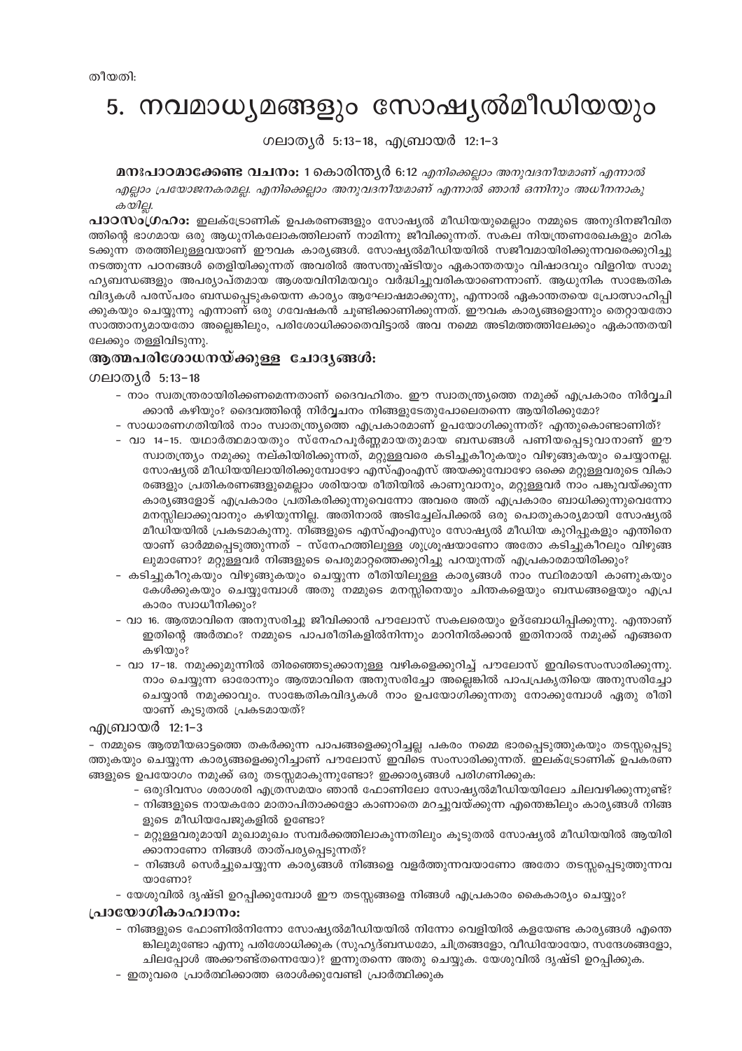തീയതി:

# 5. നവമാധ്യമങ്ങളും സോഷ്യൽമീഡിയയും

ഗലാത്യർ 5:13-18, എബ്രായർ 12:1-3

**മനഃപാഠമാക്കേണ്ട വചനം:** 1 കൊരിന്ത്യർ 6:12 *എനിക്കെല്ലാം അനുവദനീയമാണ് എന്നാൽ എല്ലാം പ്രയോജനകരമല്ല. എനിക്കെല്ലാം അനുവദനീയമാണ് എന്നാൽ ഞാൻ ഒന്നിനും അധീനനാകുകയില്ല.*

**പാഠസംഗ്രഹം:** ഇലക്ട്രോണിക് ഉപകരണങ്ങളും സോഷ്യൽ മീഡിയയുമെല്ലാം നമ്മുടെ അനുദിനജീവിതത്തിന്റെ ഭാഗമായ ഒരു ആധുനികലോകത്തിലാണ് നാമിന്നു ജീവിക്കുന്നത്. സകല നിയന്ത്രണരേഖകളും മറികടക്കുന്ന തരത്തിലുള്ളവയാണ് ഈവക കാര്യങ്ങൾ. സോഷ്യൽമീഡിയയിൽ സജീവമായിരിക്കുന്നവരെക്കുറിച്ചു നടത്തുന്ന പഠനങ്ങൾ തെളിയിക്കുന്നത് അവരിൽ അസന്തുഷ്ടിയും ഏകാന്തതയും വിഷാദവും വിളറിയ സാമൂഹ്യബന്ധങ്ങളും അപര്യാപ്തമായ ആശയവിനിമയവും വർദ്ധിച്ചുവരികയാണെന്നാണ്. ആധുനിക സാങ്കേതിക വിദ്യകൾ പരസ്പരം ബന്ധപ്പെടുകയെന്ന കാര്യം ആഘോഷമാക്കുന്നു, എന്നാൽ ഏകാന്തതയെ പ്രോത്സാഹിപ്പിക്കുകയും ചെയ്യുന്നു എന്നാണ് ഒരു ഗവേഷകൻ ചൂണ്ടിക്കാണിക്കുന്നത്. ഈവക കാര്യങ്ങളൊന്നും തെറ്റായതോ സാത്താന്യമായതോ അല്ലെങ്കിലും, പരിശോധിക്കാതെവിട്ടാൽ അവ നമ്മെ അടിമത്തത്തിലേക്കും ഏകാന്തതയിലേക്കും തള്ളിവിടുന്നു.

## ആത്മപരിശോധനയ്ക്കുള്ള ചോദ്യങ്ങൾ:

### ഗലാത്യർ 5:13-18

- നാം സ്വതന്ത്രരായിരിക്കണമെന്നതാണ് ദൈവഹിതം. ഈ സ്വാതന്ത്ര്യത്തെ നമുക്ക് എപ്രകാരം നിർവ്വചിക്കാൻ കഴിയും? ദൈവത്തിന്റെ നിർവ്വചനം നിങ്ങളുടേതുപോലെതന്നെ ആയിരിക്കുമോ?
- സാധാരണഗതിയിൽ നാം സ്വാതന്ത്ര്യത്തെ എപ്രകാരമാണ് ഉപയോഗിക്കുന്നത്? എന്തുകൊണ്ടാണിത്?
- വാ 14-15. യഥാർത്ഥമായതും സ്നേഹപൂർണ്ണമായതുമായ ബന്ധങ്ങൾ പണിയപ്പെടുവാനാണ് ഈ സ്വാതന്ത്ര്യം നമുക്കു നല്കിയിരിക്കുന്നത്, മറ്റുള്ളവരെ കടിച്ചുകീറുകയും വിഴുങ്ങുകയും ചെയ്യാനല്ല. സോഷ്യൽ മീഡിയയിലായിരിക്കുമ്പോഴോ എസ്എംഎസ് അയക്കുമ്പോഴോ ഒക്കെ മറ്റുള്ളവരുടെ വികാരങ്ങളും പ്രതികരണങ്ങളുമെല്ലാം ശരിയായ രീതിയിൽ കാണുവാനും, മറ്റുള്ളവർ നാം പങ്കുവയ്ക്കുന്ന കാര്യങ്ങളോട് എപ്രകാരം പ്രതികരിക്കുന്നുവെന്നോ അവരെ അത് എപ്രകാരം ബാധിക്കുന്നുവെന്നോ മനസ്സിലാക്കുവാനും കഴിയുന്നില്ല. അതിനാൽ അടിച്ചേല്പിക്കൽ ഒരു പൊതുകാര്യമായി സോഷ്യൽ മീഡിയയിൽ പ്രകടമാകുന്നു. നിങ്ങളുടെ എസ്എംഎസും സോഷ്യൽ മീഡിയ കുറിപ്പുകളും എന്തിനെയാണ് ഓർമ്മപ്പെടുത്തുന്നത് - സ്നേഹത്തിലുള്ള ശുശ്രൂഷയാണോ അതോ കടിച്ചുകീറലും വിഴുങ്ങലുമാണോ? മറ്റുള്ളവർ നിങ്ങളുടെ പെരുമാറ്റത്തെക്കുറിച്ചു പറയുന്നത് എപ്രകാരമായിരിക്കും?
- കടിച്ചുകീറുകയും വിഴുങ്ങുകയും ചെയ്യുന്ന രീതിയിലുള്ള കാര്യങ്ങൾ നാം സ്ഥിരമായി കാണുകയും കേൾക്കുകയും ചെയ്യുമ്പോൾ അതു നമ്മുടെ മനസ്സിനെയും ചിന്തകളെയും ബന്ധങ്ങളെയും എപ്രകാരം സ്വാധീനിക്കും?
- വാ 16. ആത്മാവിനെ അനുസരിച്ചു ജീവിക്കാൻ പൗലോസ് സകലരെയും ഉദ്ബോധിപ്പിക്കുന്നു. എന്താണ് ഇതിന്റെ അർത്ഥം? നമ്മുടെ പാപരീതികളിൽനിന്നും മാറിനിൽക്കാൻ ഇതിനാൽ നമുക്ക് എങ്ങനെ കഴിയും?
- വാ 17-18. നമുക്കുമുന്നിൽ തിരഞ്ഞെടുക്കാനുള്ള വഴികളെക്കുറിച്ച് പൗലോസ് ഇവിടെസംസാരിക്കുന്നു. നാം ചെയ്യുന്ന ഓരോന്നും ആത്മാവിനെ അനുസരിച്ചോ അല്ലെങ്കിൽ പാപപ്രകൃതിയെ അനുസരിച്ചോ ചെയ്യാൻ നമുക്കാവും. സാങ്കേതികവിദ്യകൾ നാം ഉപയോഗിക്കുന്നതു നോക്കുമ്പോൾ ഏതു രീതിയാണ് കൂടുതൽ പ്രകടമായത്?

### എബ്രായർ 12:1-3

- നമ്മുടെ ആത്മീയഓട്ടത്തെ തകർക്കുന്ന പാപങ്ങളെക്കുറിച്ചല്ല പകരം നമ്മെ ഭാരപ്പെടുത്തുകയും തടസ്സപ്പെടുത്തുകയും ചെയ്യുന്ന കാര്യങ്ങളെക്കുറിച്ചാണ് പൗലോസ് ഇവിടെ സംസാരിക്കുന്നത്. ഇലക്ട്രോണിക് ഉപകരണങ്ങളുടെ ഉപയോഗം നമുക്ക് ഒരു തടസ്സമാകുന്നുണ്ടോ? ഇക്കാര്യങ്ങൾ പരിഗണിക്കുക:
  - ഒരുദിവസം ശരാശരി എത്രസമയം ഞാൻ ഫോണിലോ സോഷ്യൽമീഡിയയിലോ ചിലവഴിക്കുന്നുണ്ട്?
  - നിങ്ങളുടെ നായകരോ മാതാപിതാക്കളോ കാണാതെ മറച്ചുവയ്ക്കുന്ന എന്തെങ്കിലും കാര്യങ്ങൾ നിങ്ങളുടെ മീഡിയപേജുകളിൽ ഉണ്ടോ?
  - മറ്റുള്ളവരുമായി മുഖാമുഖം സമ്പർക്കത്തിലാകുന്നതിലും കൂടുതൽ സോഷ്യൽ മീഡിയയിൽ ആയിരിക്കാനാണോ നിങ്ങൾ താത്പര്യപ്പെടുന്നത്?
  - നിങ്ങൾ സെർച്ചുചെയ്യുന്ന കാര്യങ്ങൾ നിങ്ങളെ വളർത്തുന്നവയാണോ അതോ തടസ്സപ്പെടുത്തുന്നവയാണോ?
- യേശുവിൽ ദൃഷ്ടി ഉറപ്പിക്കുമ്പോൾ ഈ തടസ്സങ്ങളെ നിങ്ങൾ എപ്രകാരം കൈകാര്യം ചെയ്യും?

## പ്രായോഗികാഹ്വാനം:

- നിങ്ങളുടെ ഫോണിൽനിന്നോ സോഷ്യൽമീഡിയയിൽ നിന്നോ വെളിയിൽ കളയേണ്ട കാര്യങ്ങൾ എന്തെങ്കിലുമുണ്ടോ എന്നു പരിശോധിക്കുക (സുഹൃദ്ബന്ധമോ, ചിത്രങ്ങളോ, വീഡിയോയോ, സന്ദേശങ്ങളോ, ചിലപ്പോൾ അക്കൗണ്ട്തന്നെയോ)? ഇന്നുതന്നെ അതു ചെയ്യുക. യേശുവിൽ ദൃഷ്ടി ഉറപ്പിക്കുക.
- ഇതുവരെ പ്രാർത്ഥിക്കാത്ത ഒരാൾക്കുവേണ്ടി പ്രാർത്ഥിക്കുക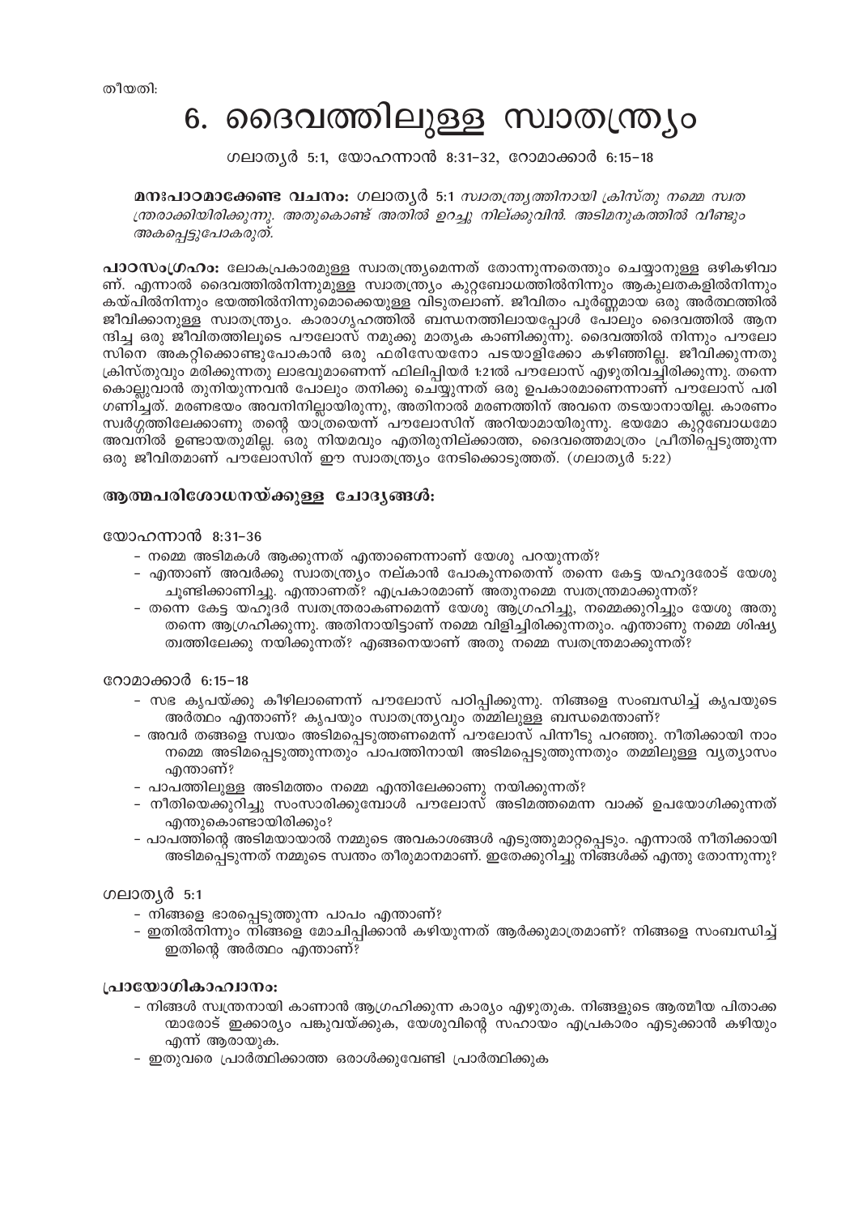തീയതി:

# 6. ദൈവത്തിലുള്ള സ്വാതന്ത്ര്യം

ഗലാത്യർ 5:1, യോഹന്നാൻ 8:31-32, റോമാക്കാർ 6:15-18

**മനഃപാഠമാക്കേണ്ട വചനം:** ഗലാത്യർ 5:1 *സ്വാതന്ത്ര്യത്തിനായി ക്രിസ്തു നമ്മെ സ്വതന്ത്രരാക്കിയിരിക്കുന്നു. അതുകൊണ്ട് അതിൽ ഉറച്ചു നില്ക്കുവിൻ. അടിമനുകത്തിൽ വീണ്ടും അകപ്പെട്ടുപോകരുത്.*

**പാഠസംഗ്രഹം:** ലോകപ്രകാരമുള്ള സ്വാതന്ത്ര്യമെന്നത് തോന്നുന്നതെന്തും ചെയ്യാനുള്ള ഒഴികഴിവാണ്. എന്നാൽ ദൈവത്തിൽനിന്നുമുള്ള സ്വാതന്ത്ര്യം കുറ്റബോധത്തിൽനിന്നും ആകുലതകളിൽനിന്നും കയ്പിൽനിന്നും ഭയത്തിൽനിന്നുമൊക്കെയുള്ള വിടുതലാണ്. ജീവിതം പൂർണ്ണമായ ഒരു അർത്ഥത്തിൽ ജീവിക്കാനുള്ള സ്വാതന്ത്ര്യം. കാരാഗൃഹത്തിൽ ബന്ധനത്തിലായപ്പോൾ പോലും ദൈവത്തിൽ ആനന്ദിച്ച ഒരു ജീവിതത്തിലൂടെ പൗലോസ് നമുക്കു മാതൃക കാണിക്കുന്നു. ദൈവത്തിൽ നിന്നും പൗലോസിനെ അകറ്റിക്കൊണ്ടുപോകാൻ ഒരു ഫരിസേയനോ പടയാളിക്കോ കഴിഞ്ഞില്ല. ജീവിക്കുന്നതു ക്രിസ്തുവും മരിക്കുന്നതു ലാഭവുമാണെന്ന് ഫിലിപ്പിയർ 1:21ൽ പൗലോസ് എഴുതിവച്ചിരിക്കുന്നു. തന്നെ കൊല്ലുവാൻ തുനിയുന്നവൻ പോലും തനിക്കു ചെയ്യുന്നത് ഒരു ഉപകാരമാണെന്നാണ് പൗലോസ് പരിഗണിച്ചത്. മരണഭയം അവനിനില്ലായിരുന്നു, അതിനാൽ മരണത്തിന് അവനെ തടയാനായില്ല. കാരണം സ്വർഗ്ഗത്തിലേക്കാണു തന്റെ യാത്രയെന്ന് പൗലോസിന് അറിയാമായിരുന്നു. ഭയമോ കുറ്റബോധമോ അവനിൽ ഉണ്ടായതുമില്ല. ഒരു നിയമവും എതിരുനില്ക്കാത്ത, ദൈവത്തെമാത്രം പ്രീതിപ്പെടുത്തുന്ന ഒരു ജീവിതമാണ് പൗലോസിന് ഈ സ്വാതന്ത്ര്യം നേടിക്കൊടുത്തത്. (ഗലാത്യർ 5:22)

## ആത്മപരിശോധനയ്ക്കുള്ള ചോദ്യങ്ങൾ:

യോഹന്നാൻ 8:31-36

- നമ്മെ അടിമകൾ ആക്കുന്നത് എന്താണെന്നാണ് യേശു പറയുന്നത്?
- എന്താണ് അവർക്കു സ്വാതന്ത്ര്യം നല്കാൻ പോകുന്നതെന്ന് തന്നെ കേട്ട യഹൂദരോട് യേശു ചൂണ്ടിക്കാണിച്ചു. എന്താണത്? എപ്രകാരമാണ് അതുനമ്മെ സ്വതന്ത്രമാക്കുന്നത്?
- തന്നെ കേട്ട യഹൂദർ സ്വതന്ത്രരാകണമെന്ന് യേശു ആഗ്രഹിച്ചു, നമ്മെക്കുറിച്ചും യേശു അതുതന്നെ ആഗ്രഹിക്കുന്നു. അതിനായിട്ടാണ് നമ്മെ വിളിച്ചിരിക്കുന്നതും. എന്താണു നമ്മെ ശിഷ്യത്വത്തിലേക്കു നയിക്കുന്നത്? എങ്ങനെയാണ് അതു നമ്മെ സ്വതന്ത്രമാക്കുന്നത്?

റോമാക്കാർ 6:15-18

- സഭ കൃപയ്ക്കു കീഴിലാണെന്ന് പൗലോസ് പഠിപ്പിക്കുന്നു. നിങ്ങളെ സംബന്ധിച്ച് കൃപയുടെ അർത്ഥം എന്താണ്? കൃപയും സ്വാതന്ത്ര്യവും തമ്മിലുള്ള ബന്ധമെന്താണ്?
- അവർ തങ്ങളെ സ്വയം അടിമപ്പെടുത്തണമെന്ന് പൗലോസ് പിന്നീടു പറഞ്ഞു. നീതിക്കായി നാം നമ്മെ അടിമപ്പെടുത്തുന്നതും പാപത്തിനായി അടിമപ്പെടുത്തുന്നതും തമ്മിലുള്ള വ്യത്യാസം എന്താണ്?
- പാപത്തിലുള്ള അടിമത്തം നമ്മെ എന്തിലേക്കാണു നയിക്കുന്നത്?
- നീതിയെക്കുറിച്ചു സംസാരിക്കുമ്പോൾ പൗലോസ് അടിമത്തമെന്ന വാക്ക് ഉപയോഗിക്കുന്നത് എന്തുകൊണ്ടായിരിക്കും?
- പാപത്തിന്റെ അടിമയായാൽ നമ്മുടെ അവകാശങ്ങൾ എടുത്തുമാറ്റപ്പെടും. എന്നാൽ നീതിക്കായി അടിമപ്പെടുന്നത് നമ്മുടെ സ്വന്തം തീരുമാനമാണ്. ഇതേക്കുറിച്ചു നിങ്ങൾക്ക് എന്തു തോന്നുന്നു?

ഗലാത്യർ 5:1

- നിങ്ങളെ ഭാരപ്പെടുത്തുന്ന പാപം എന്താണ്?
- ഇതിൽനിന്നും നിങ്ങളെ മോചിപ്പിക്കാൻ കഴിയുന്നത് ആർക്കുമാത്രമാണ്? നിങ്ങളെ സംബന്ധിച്ച് ഇതിന്റെ അർത്ഥം എന്താണ്?

## പ്രായോഗികാഹ്വാനം:

- നിങ്ങൾ സ്വന്തനായി കാണാൻ ആഗ്രഹിക്കുന്ന കാര്യം എഴുതുക. നിങ്ങളുടെ ആത്മീയ പിതാക്കന്മാരോട് ഇക്കാര്യം പങ്കുവയ്ക്കുക, യേശുവിന്റെ സഹായം എപ്രകാരം എടുക്കാൻ കഴിയും എന്ന് ആരായുക.
- ഇതുവരെ പ്രാർത്ഥിക്കാത്ത ഒരാൾക്കുവേണ്ടി പ്രാർത്ഥിക്കുക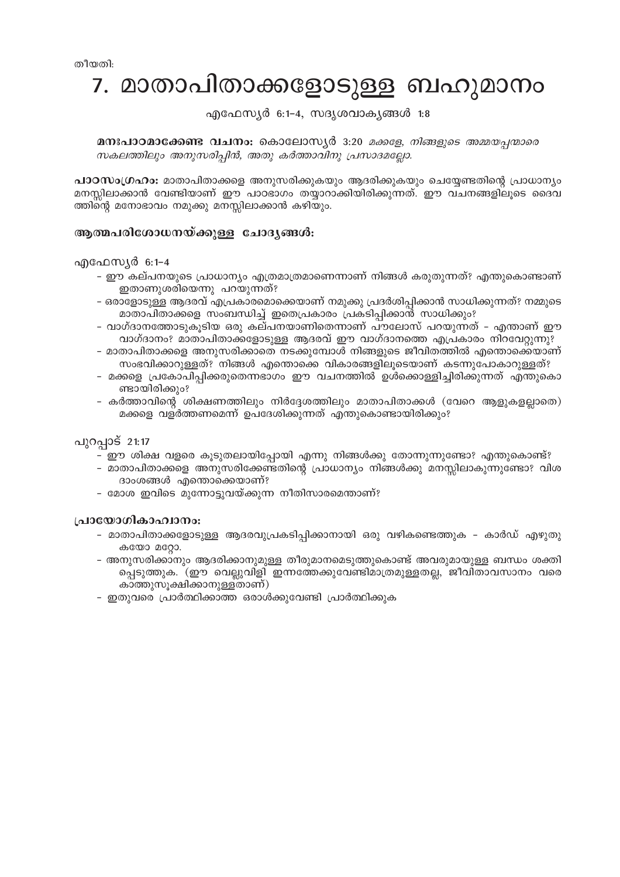തീയതി:

# 7. മാതാപിതാക്കളോടുള്ള ബഹുമാനം

എഫേസ്യർ 6:1-4, സദൃശവാക്യങ്ങൾ 1:8

**മനഃപാഠമാക്കേണ്ട വചനം:** കൊലോസ്യർ 3:20 *മക്കളേ, നിങ്ങളുടെ അമ്മയപ്പന്മാരെ സകലത്തിലും അനുസരിപ്പിൻ, അതു കർത്താവിനു പ്രസാദമല്ലോ.*

**പാഠസംഗ്രഹം:** മാതാപിതാക്കളെ അനുസരിക്കുകയും ആദരിക്കുകയും ചെയ്യേണ്ടതിന്റെ പ്രാധാന്യം മനസ്സിലാക്കാൻ വേണ്ടിയാണ് ഈ പാഠഭാഗം തയ്യാറാക്കിയിരിക്കുന്നത്. ഈ വചനങ്ങളിലൂടെ ദൈവത്തിന്റെ മനോഭാവം നമുക്കു മനസ്സിലാക്കാൻ കഴിയും.

## ആത്മപരിശോധനയ്ക്കുള്ള ചോദ്യങ്ങൾ:

എഫേസ്യർ 6:1-4

- ഈ കല്പനയുടെ പ്രാധാന്യം എത്രമാത്രമാണെന്നാണ് നിങ്ങൾ കരുതുന്നത്? എന്തുകൊണ്ടാണ് ഇതാണുശരിയെന്നു പറയുന്നത്?
- ഒരാളോടുള്ള ആദരവ് എപ്രകാരമൊക്കെയാണ് നമുക്കു പ്രദർശിപ്പിക്കാൻ സാധിക്കുന്നത്? നമ്മുടെ മാതാപിതാക്കളെ സംബന്ധിച്ച് ഇതെപ്രകാരം പ്രകടിപ്പിക്കാൻ സാധിക്കും?
- വാഗ്ദാനത്തോടുകൂടിയ ഒരു കല്പനയാണിതെന്നാണ് പൗലോസ് പറയുന്നത് - എന്താണ് ഈ വാഗ്ദാനം? മാതാപിതാക്കളോടുള്ള ആദരവ് ഈ വാഗ്ദാനത്തെ എപ്രകാരം നിറവേറ്റുന്നു?
- മാതാപിതാക്കളെ അനുസരിക്കാതെ നടക്കുമ്പോൾ നിങ്ങളുടെ ജീവിതത്തിൽ എന്തൊക്കെയാണ് സംഭവിക്കാറുള്ളത്? നിങ്ങൾ എന്തൊക്കെ വികാരങ്ങളിലൂടെയാണ് കടന്നുപോകാറുള്ളത്?
- മക്കളെ പ്രകോപിപ്പിക്കരുതെന്നഭാഗം ഈ വചനത്തിൽ ഉൾക്കൊള്ളിച്ചിരിക്കുന്നത് എന്തുകൊണ്ടായിരിക്കും?
- കർത്താവിന്റെ ശിക്ഷണത്തിലും നിർദ്ദേശത്തിലും മാതാപിതാക്കൾ (വേറെ ആളുകളല്ലാതെ) മക്കളെ വളർത്തണമെന്ന് ഉപദേശിക്കുന്നത് എന്തുകൊണ്ടായിരിക്കും?

പുറപ്പാട് 21:17

- ഈ ശിക്ഷ വളരെ കൂടുതലായിപ്പോയി എന്നു നിങ്ങൾക്കു തോന്നുന്നുണ്ടോ? എന്തുകൊണ്ട്?
- മാതാപിതാക്കളെ അനുസരിക്കേണ്ടതിന്റെ പ്രാധാന്യം നിങ്ങൾക്കു മനസ്സിലാകുന്നുണ്ടോ? വിശദാംശങ്ങൾ എന്തൊക്കെയാണ്?
- മോശ ഇവിടെ മുന്നോട്ടുവയ്ക്കുന്ന നീതിസാരമെന്താണ്?

## പ്രായോഗികാഹ്വാനം:

- മാതാപിതാക്കളോടുള്ള ആദരവുപ്രകടിപ്പിക്കാനായി ഒരു വഴികണ്ടെത്തുക - കാർഡ് എഴുതുകയോ മറ്റോ.
- അനുസരിക്കാനും ആദരിക്കാനുമുള്ള തീരുമാനമെടുത്തുകൊണ്ട് അവരുമായുള്ള ബന്ധം ശക്തിപ്പെടുത്തുക. (ഈ വെല്ലുവിളി ഇന്നത്തേക്കുവേണ്ടിമാത്രമുള്ളതല്ല, ജീവിതാവസാനം വരെ കാത്തുസൂക്ഷിക്കാനുള്ളതാണ്)
- ഇതുവരെ പ്രാർത്ഥിക്കാത്ത ഒരാൾക്കുവേണ്ടി പ്രാർത്ഥിക്കുക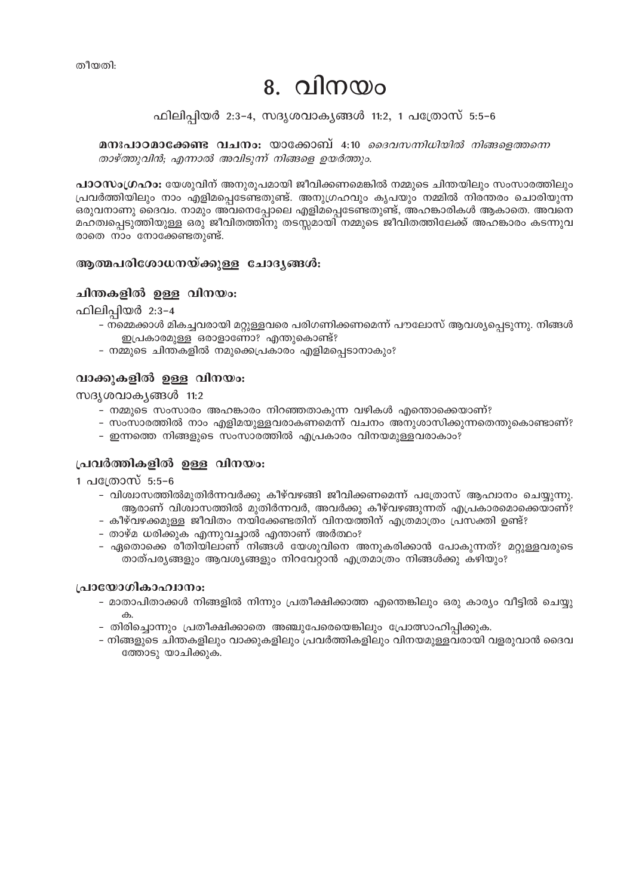തീയതി:

# 8. വിനയം

ഫിലിപ്പിയർ 2:3-4, സദൃശവാക്യങ്ങൾ 11:2, 1 പത്രോസ് 5:5-6

**മനഃപാഠമാക്കേണ്ട വചനം:** യാക്കോബ് 4:10 *ദൈവസന്നിധിയിൽ നിങ്ങളെത്തന്നെ താഴ്ത്തുവിൻ; എന്നാൽ അവിടുന്ന് നിങ്ങളെ ഉയർത്തും.*

**പാഠസംഗ്രഹം:** യേശുവിന് അനുരൂപമായി ജീവിക്കണമെങ്കിൽ നമ്മുടെ ചിന്തയിലും സംസാരത്തിലും പ്രവർത്തിയിലും നാം എളിമപ്പെടേണ്ടതുണ്ട്. അനുഗ്രഹവും കൃപയും നമ്മിൽ നിരന്തരം ചൊരിയുന്ന ഒരുവനാണു ദൈവം. നാമും അവനെപ്പോലെ എളിമപ്പെടേണ്ടതുണ്ട്, അഹങ്കാരികൾ ആകാതെ. അവനെ മഹത്വപ്പെടുത്തിയുള്ള ഒരു ജീവിതത്തിനു തടസ്സമായി നമ്മുടെ ജീവിതത്തിലേക്ക് അഹങ്കാരം കടന്നുവരാതെ നാം നോക്കേണ്ടതുണ്ട്.

## ആത്മപരിശോധനയ്ക്കുള്ള ചോദ്യങ്ങൾ:

### ചിന്തകളിൽ ഉള്ള വിനയം:

ഫിലിപ്പിയർ 2:3-4
- നമ്മെക്കാൾ മികച്ചവരായി മറ്റുള്ളവരെ പരിഗണിക്കണമെന്ന് പൗലോസ് ആവശ്യപ്പെടുന്നു. നിങ്ങൾ ഇപ്രകാരമുള്ള ഒരാളാണോ? എന്തുകൊണ്ട്?
- നമ്മുടെ ചിന്തകളിൽ നമുക്കെപ്രകാരം എളിമപ്പെടാനാകും?

### വാക്കുകളിൽ ഉള്ള വിനയം:

സദൃശവാക്യങ്ങൾ 11:2
- നമ്മുടെ സംസാരം അഹങ്കാരം നിറഞ്ഞതാകുന്ന വഴികൾ എന്തൊക്കെയാണ്?
- സംസാരത്തിൽ നാം എളിമയുള്ളവരാകണമെന്ന് വചനം അനുശാസിക്കുന്നതെന്തുകൊണ്ടാണ്?
- ഇന്നത്തെ നിങ്ങളുടെ സംസാരത്തിൽ എപ്രകാരം വിനയമുള്ളവരാകാം?

### പ്രവർത്തികളിൽ ഉള്ള വിനയം:

1 പത്രോസ് 5:5-6
- വിശ്വാസത്തിൽമുതിർന്നവർക്കു കീഴ്‌വഴങ്ങി ജീവിക്കണമെന്ന് പത്രോസ് ആഹ്വാനം ചെയ്യുന്നു. ആരാണ് വിശ്വാസത്തിൽ മുതിർന്നവർ, അവർക്കു കീഴ്‌വഴങ്ങുന്നത് എപ്രകാരമൊക്കെയാണ്?
- കീഴ്‌വഴക്കമുള്ള ജീവിതം നയിക്കേണ്ടതിന് വിനയത്തിന് എത്രമാത്രം പ്രസക്തി ഉണ്ട്?
- താഴ്മ ധരിക്കുക എന്നുവച്ചാൽ എന്താണ് അർത്ഥം?
- ഏതൊക്കെ രീതിയിലാണ് നിങ്ങൾ യേശുവിനെ അനുകരിക്കാൻ പോകുന്നത്? മറ്റുള്ളവരുടെ താത്പര്യങ്ങളും ആവശ്യങ്ങളും നിറവേറ്റാൻ എത്രമാത്രം നിങ്ങൾക്കു കഴിയും?

### പ്രായോഗികാഹ്വാനം:

- മാതാപിതാക്കൾ നിങ്ങളിൽ നിന്നും പ്രതീക്ഷിക്കാത്ത എന്തെങ്കിലും ഒരു കാര്യം വീട്ടിൽ ചെയ്യുക.
- തിരിച്ചൊന്നും പ്രതീക്ഷിക്കാതെ അഞ്ചുപേരെയെങ്കിലും പ്രോത്സാഹിപ്പിക്കുക.
- നിങ്ങളുടെ ചിന്തകളിലും വാക്കുകളിലും പ്രവർത്തികളിലും വിനയമുള്ളവരായി വളരുവാൻ ദൈവത്തോടു യാചിക്കുക.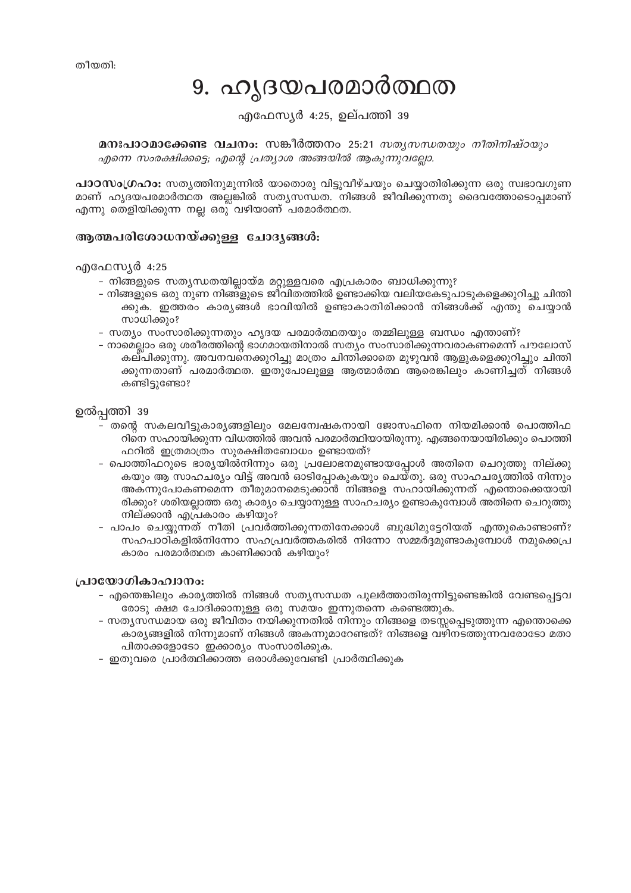തീയതി:

# 9. ഹൃദയപരമാർത്ഥത

എഫേസ്യർ 4:25, ഉല്പത്തി 39

**മനഃപാഠമാക്കേണ്ട വചനം:** സങ്കീർത്തനം 25:21 *സത്യസന്ധതയും നീതിനിഷ്ഠയും എന്നെ സംരക്ഷിക്കട്ടെ; എന്റെ പ്രത്യാശ അങ്ങയിൽ ആകുന്നുവല്ലോ.*

**പാഠസംഗ്രഹം:** സത്യത്തിനുമുന്നിൽ യാതൊരു വിട്ടുവീഴ്ചയും ചെയ്യാതിരിക്കുന്ന ഒരു സ്വഭാവഗുണ മാണ് ഹൃദയപരമാർത്ഥത അല്ലങ്കിൽ സത്യസന്ധത. നിങ്ങൾ ജീവിക്കുന്നതു ദൈവത്തോടൊപ്പമാണ് എന്നു തെളിയിക്കുന്ന നല്ല ഒരു വഴിയാണ് പരമാർത്ഥത.

## ആത്മപരിശോധനയ്ക്കുള്ള ചോദ്യങ്ങൾ:

എഫേസ്യർ 4:25

- നിങ്ങളുടെ സത്യസന്ധതയില്ലായ്മ മറ്റുള്ളവരെ എപ്രകാരം ബാധിക്കുന്നു?
- നിങ്ങളുടെ ഒരു നുണ നിങ്ങളുടെ ജീവിതത്തിൽ ഉണ്ടാക്കിയ വലിയകേടുപാടുകളെക്കുറിച്ചു ചിന്തിക്കുക. ഇത്തരം കാര്യങ്ങൾ ഭാവിയിൽ ഉണ്ടാകാതിരിക്കാൻ നിങ്ങൾക്ക് എന്തു ചെയ്യാൻ സാധിക്കും?
- സത്യം സംസാരിക്കുന്നതും ഹൃദയ പരമാർത്ഥതയും തമ്മിലുള്ള ബന്ധം എന്താണ്?
- നാമെല്ലാം ഒരു ശരീരത്തിന്റെ ഭാഗമായതിനാൽ സത്യം സംസാരിക്കുന്നവരാകണമെന്ന് പൗലോസ് കല്പിക്കുന്നു. അവനവനെക്കുറിച്ചു മാത്രം ചിന്തിക്കാതെ മുഴുവൻ ആളുകളെക്കുറിച്ചും ചിന്തിക്കുന്നതാണ് പരമാർത്ഥത. ഇതുപോലുള്ള ആത്മാർത്ഥ ആരെങ്കിലും കാണിച്ചത് നിങ്ങൾ കണ്ടിട്ടുണ്ടോ?

ഉൽപ്പത്തി 39

- തന്റെ സകലവീട്ടുകാര്യങ്ങളിലും മേലന്വേഷകനായി ജോസഫിനെ നിയമിക്കാൻ പൊത്തിഫറിനെ സഹായിക്കുന്ന വിധത്തിൽ അവൻ പരമാർത്ഥിയായിരുന്നു. എങ്ങനെയായിരിക്കും പൊത്തിഫറിൽ ഇത്രമാത്രം സുരക്ഷിതബോധം ഉണ്ടായത്?
- പൊത്തിഫറുടെ ഭാര്യയിൽനിന്നും ഒരു പ്രലോഭനമുണ്ടായപ്പോൾ അതിനെ ചെറുത്തു നില്ക്കുകയും ആ സാഹചര്യം വിട്ട് അവൻ ഓടിപ്പോകുകയും ചെയ്തു. ഒരു സാഹചര്യത്തിൽ നിന്നും അകന്നുപോകണമെന്ന തീരുമാനമെടുക്കാൻ നിങ്ങളെ സഹായിക്കുന്നത് എന്തൊക്കെയായിരിക്കും? ശരിയല്ലാത്ത ഒരു കാര്യം ചെയ്യാനുള്ള സാഹചര്യം ഉണ്ടാകുമ്പോൾ അതിനെ ചെറുത്തു നില്ക്കാൻ എപ്രകാരം കഴിയും?
- പാപം ചെയ്യുന്നത് നീതി പ്രവർത്തിക്കുന്നതിനേക്കാൾ ബുദ്ധിമുട്ടേറിയത് എന്തുകൊണ്ടാണ്? സഹപാഠികളിൽനിന്നോ സഹപ്രവർത്തകരിൽ നിന്നോ സമ്മർദ്ദമുണ്ടാകുമ്പോൾ നമുക്കെപ്രകാരം പരമാർത്ഥത കാണിക്കാൻ കഴിയും?

## പ്രായോഗികാഹ്വാനം:

- എന്തെങ്കിലും കാര്യത്തിൽ നിങ്ങൾ സത്യസന്ധത പുലർത്താതിരുന്നിട്ടുണ്ടെങ്കിൽ വേണ്ടപ്പെട്ടവരോടു ക്ഷമ ചോദിക്കാനുള്ള ഒരു സമയം ഇന്നുതന്നെ കണ്ടെത്തുക.
- സത്യസന്ധമായ ഒരു ജീവിതം നയിക്കുന്നതിൽ നിന്നും നിങ്ങളെ തടസ്സപ്പെടുത്തുന്ന എന്തൊക്കെ കാര്യങ്ങളിൽ നിന്നുമാണ് നിങ്ങൾ അകന്നുമാറേണ്ടത്? നിങ്ങളെ വഴിനടത്തുന്നവരോടോ മാതാപിതാക്കളോടോ ഇക്കാര്യം സംസാരിക്കുക.
- ഇതുവരെ പ്രാർത്ഥിക്കാത്ത ഒരാൾക്കുവേണ്ടി പ്രാർത്ഥിക്കുക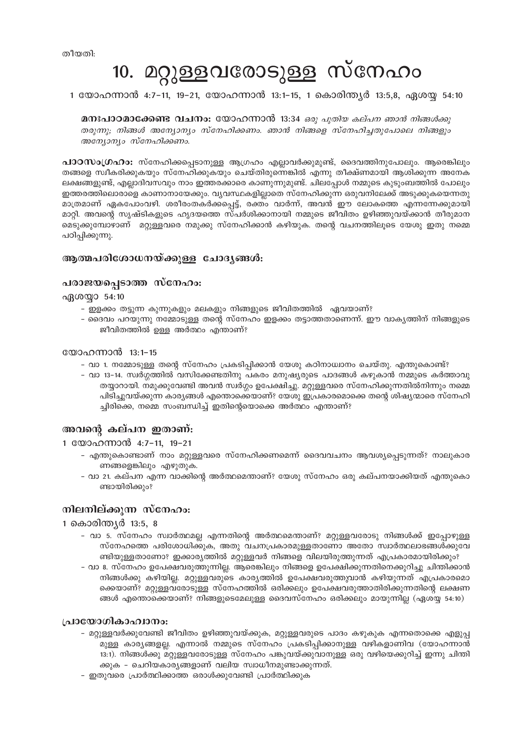തീയതി:

# 10. മറ്റുള്ളവരോടുള്ള സ്നേഹം

1 യോഹന്നാൻ 4:7-11, 19-21, യോഹന്നാൻ 13:1-15, 1 കൊരിന്ത്യർ 13:5,8, ഏശയ്യ 54:10

**മനഃപാഠമാക്കേണ്ട വചനം:** യോഹന്നാൻ 13:34 *ഒരു പുതിയ കല്പന ഞാൻ നിങ്ങൾക്കു തരുന്നു; നിങ്ങൾ അന്യോന്യം സ്നേഹിക്കണം. ഞാൻ നിങ്ങളെ സ്നേഹിച്ചതുപോലെ നിങ്ങളും അന്യോന്യം സ്നേഹിക്കണം.*

**പാഠസംഗ്രഹം:** സ്നേഹിക്കപ്പെടാനുള്ള ആഗ്രഹം എല്ലാവർക്കുമുണ്ട്, ദൈവത്തിനുപോലും. ആരെങ്കിലും തങ്ങളെ സ്വീകരിക്കുകയും സ്നേഹിക്കുകയും ചെയ്തിരുന്നെങ്കിൽ എന്നു തീക്ഷ്ണമായി ആശിക്കുന്ന അനേക ലക്ഷങ്ങളുണ്ട്, എല്ലാദിവസവും നാം ഇത്തരക്കാരെ കാണുന്നുമുണ്ട്. ചിലപ്പോൾ നമ്മുടെ കുടുംബത്തിൽ പോലും ഇത്തരത്തിലൊരാളെ കാണാനായേക്കും. വ്യവസ്ഥകളില്ലാതെ സ്നേഹിക്കുന്ന ഒരുവനിലേക്ക് അടുക്കുകയെന്നതു മാത്രമാണ് ഏകപോംവഴി. ശരീരംതകർക്കപ്പെട്ട്, രക്തം വാർന്ന്, അവൻ ഈ ലോകത്തെ എന്നന്നേക്കുമായി മാറ്റി. അവന്റെ സൃഷ്ടികളുടെ ഹൃദയത്തെ സ്പർശിക്കാനായി നമ്മുടെ ജീവിതം ഉഴിഞ്ഞുവയ്ക്കാൻ തീരുമാന മെടുക്കുമ്പോഴാണ് മറ്റുള്ളവരെ നമുക്കു സ്നേഹിക്കാൻ കഴിയുക. തന്റെ വചനത്തിലൂടെ യേശു ഇതു നമ്മെ പഠിപ്പിക്കുന്നു.

## ആത്മപരിശോധനയ്ക്കുള്ള ചോദ്യങ്ങൾ:

### പരാജയപ്പെടാത്ത സ്നേഹം:

ഏശയ്യാ 54:10

- ഇളക്കം തട്ടുന്ന കുന്നുകളും മലകളും നിങ്ങളുടെ ജീവിതത്തിൽ ഏവയാണ്?
- ദൈവം പറയുന്നു നമ്മോടുള്ള തന്റെ സ്നേഹം ഇളക്കം തട്ടാത്തതാണെന്ന്. ഈ വാക്യത്തിന് നിങ്ങളുടെ ജീവിതത്തിൽ ഉള്ള അർത്ഥം എന്താണ്?

യോഹന്നാൻ 13:1-15

- വാ 1. നമ്മോടുള്ള തന്റെ സ്നേഹം പ്രകടിപ്പിക്കാൻ യേശു കഠിനാധ്വാനം ചെയ്തു. എന്തുകൊണ്ട്?
- വാ 13-14. സ്വർഗ്ഗത്തിൽ വസിക്കേണ്ടതിനു പകരം മനുഷ്യരുടെ പാദങ്ങൾ കഴുകാൻ നമ്മുടെ കർത്താവു തയ്യാറായി. നമുക്കുവേണ്ടി അവൻ സ്വർഗ്ഗം ഉപേക്ഷിച്ചു. മറ്റുള്ളവരെ സ്നേഹിക്കുന്നതിൽനിന്നും നമ്മെ പിടിച്ചുവയ്ക്കുന്ന കാര്യങ്ങൾ എന്തൊക്കെയാണ്? യേശു ഇപ്രകാരമൊക്കെ തന്റെ ശിഷ്യന്മാരെ സ്നേഹിച്ചിരിക്കെ, നമ്മെ സംബന്ധിച്ച് ഇതിന്റെയൊക്കെ അർത്ഥം എന്താണ്?

### അവന്റെ കല്പന ഇതാണ്:

1 യോഹന്നാൻ 4:7-11, 19-21

- എന്തുകൊണ്ടാണ് നാം മറ്റുള്ളവരെ സ്നേഹിക്കണമെന്ന് ദൈവവചനം ആവശ്യപ്പെടുന്നത്? നാലുകാരണങ്ങളെങ്കിലും എഴുതുക.
- വാ 21. കല്പന എന്ന വാക്കിന്റെ അർത്ഥമെന്താണ്? യേശു സ്നേഹം ഒരു കല്പനയാക്കിയത് എന്തുകൊണ്ടായിരിക്കും?

### നിലനില്ക്കുന്ന സ്നേഹം:

1 കൊരിന്ത്യർ 13:5, 8

- വാ 5. സ്നേഹം സ്വാർത്ഥമല്ല എന്നതിന്റെ അർത്ഥമെന്താണ്? മറ്റുള്ളവരോടു നിങ്ങൾക്ക് ഇപ്പോഴുള്ള സ്നേഹത്തെ പരിശോധിക്കുക, അതു വചനപ്രകാരമുള്ളതാണോ അതോ സ്വാർത്ഥലാഭങ്ങൾക്കുവേണ്ടിയുള്ളതാണോ? ഇക്കാര്യത്തിൽ മറ്റുള്ളവർ നിങ്ങളെ വിലയിരുത്തുന്നത് എപ്രകാരമായിരിക്കും?
- വാ 8. സ്നേഹം ഉപേക്ഷവരുത്തുന്നില്ല. ആരെങ്കിലും നിങ്ങളെ ഉപേക്ഷിക്കുന്നതിനെക്കുറിച്ചു ചിന്തിക്കാൻ നിങ്ങൾക്കു കഴിയില്ല. മറ്റുള്ളവരുടെ കാര്യത്തിൽ ഉപേക്ഷവരുത്തുവാൻ കഴിയുന്നത് എപ്രകാരമൊക്കെയാണ്? മറ്റുള്ളവരോടുള്ള സ്നേഹത്തിൽ ഒരിക്കലും ഉപേക്ഷവരുത്താതിരിക്കുന്നതിന്റെ ലക്ഷണങ്ങൾ എന്തൊക്കെയാണ്? നിങ്ങളുടെമേലുള്ള ദൈവസ്നേഹം ഒരിക്കലും മായുന്നില്ല (ഏശയ്യ 54:10)

### പ്രായോഗികാഹ്വാനം:

- മറ്റുള്ളവർക്കുവേണ്ടി ജീവിതം ഉഴിഞ്ഞുവയ്ക്കുക, മറ്റുള്ളവരുടെ പാദം കഴുകുക എന്നതൊക്കെ എളുപ്പമുള്ള കാര്യങ്ങളല്ല. എന്നാൽ നമ്മുടെ സ്നേഹം പ്രകടിപ്പിക്കാനുള്ള വഴികളാണിവ (യോഹന്നാൻ 13:1). നിങ്ങൾക്കു മറ്റുള്ളവരോടുള്ള സ്നേഹം പങ്കുവയ്ക്കുവാനുള്ള ഒരു വഴിയെക്കുറിച്ച് ഇന്നു ചിന്തിക്കുക - ചെറിയകാര്യങ്ങളാണ് വലിയ സ്വാധീനമുണ്ടാക്കുന്നത്.
- ഇതുവരെ പ്രാർത്ഥിക്കാത്ത ഒരാൾക്കുവേണ്ടി പ്രാർത്ഥിക്കുക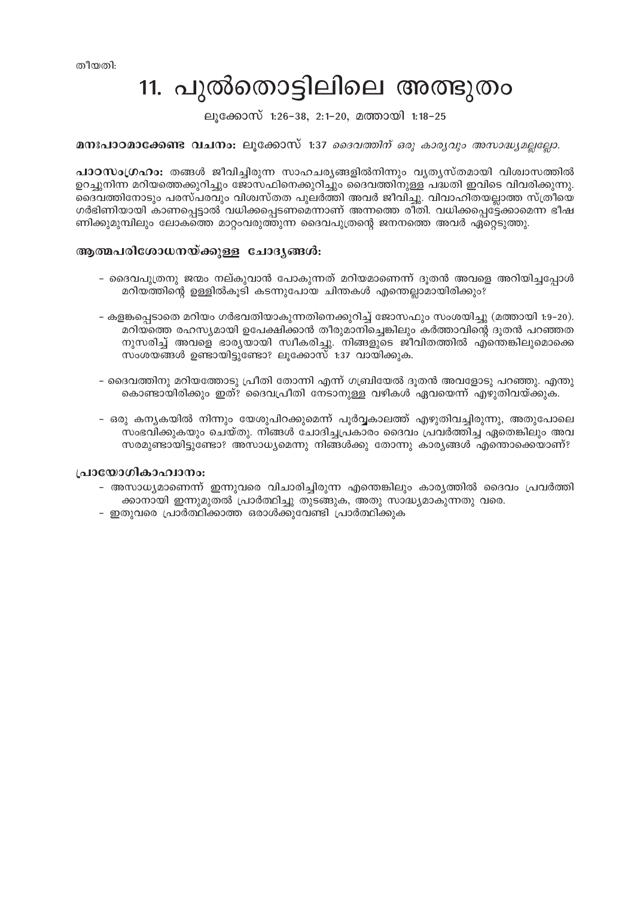തീയതി:

# 11. പുൽത്തൊട്ടിലിലെ അത്ഭുതം

ലൂക്കോസ് 1:26-38, 2:1-20, മത്തായി 1:18-25

**മനഃപാഠമാക്കേണ്ട വചനം:** ലൂക്കോസ് 1:37 *ദൈവത്തിന് ഒരു കാര്യവും അസാദ്ധ്യമല്ലല്ലോ.*

**പാഠസംഗ്രഹം:** തങ്ങൾ ജീവിച്ചിരുന്ന സാഹചര്യങ്ങളിൽനിന്നും വ്യത്യസ്തമായി വിശ്വാസത്തിൽ ഉറച്ചുനിന്ന മറിയത്തെക്കുറിച്ചും ജോസഫിനെക്കുറിച്ചും ദൈവത്തിനുള്ള പദ്ധതി ഇവിടെ വിവരിക്കുന്നു. ദൈവത്തിനോടും പരസ്പരവും വിശ്വസ്തത പുലർത്തി അവർ ജീവിച്ചു. വിവാഹിതയല്ലാത്ത സ്ത്രീയെ ഗർഭിണിയായി കാണപ്പെട്ടാൽ വധിക്കപ്പെടണമെന്നാണ് അന്നത്തെ രീതി. വധിക്കപ്പെട്ടേക്കാമെന്ന ഭീഷണിക്കുമുമ്പിലും ലോകത്തെ മാറ്റംവരുത്തുന്ന ദൈവപുത്രന്റെ ജനനത്തെ അവർ ഏറ്റെടുത്തു.

## ആത്മപരിശോധനയ്ക്കുള്ള ചോദ്യങ്ങൾ:

- ദൈവപുത്രനു ജന്മം നല്കുവാൻ പോകുന്നത് മറിയമാണെന്ന് ദൂതൻ അവളെ അറിയിച്ചപ്പോൾ മറിയത്തിന്റെ ഉള്ളിൽകൂടി കടന്നുപോയ ചിന്തകൾ എന്തെല്ലാമായിരിക്കും?

- കളങ്കപ്പെടാതെ മറിയം ഗർഭവതിയാകുന്നതിനെക്കുറിച്ച് ജോസഫും സംശയിച്ചു (മത്തായി 1:9-20). മറിയത്തെ രഹസ്യമായി ഉപേക്ഷിക്കാൻ തീരുമാനിച്ചെങ്കിലും കർത്താവിന്റെ ദൂതൻ പറഞ്ഞതനുസരിച്ച് അവളെ ഭാര്യയായി സ്വീകരിച്ചു. നിങ്ങളുടെ ജീവിതത്തിൽ എന്തെങ്കിലുമൊക്കെ സംശയങ്ങൾ ഉണ്ടായിട്ടുണ്ടോ? ലൂക്കോസ് 1:37 വായിക്കുക.

- ദൈവത്തിനു മറിയത്തോടു പ്രീതി തോന്നി എന്ന് ഗബ്രിയേൽ ദൂതൻ അവളോടു പറഞ്ഞു. എന്തുകൊണ്ടായിരിക്കും ഇത്? ദൈവപ്രീതി നേടാനുള്ള വഴികൾ ഏവയെന്ന് എഴുതിവയ്ക്കുക.

- ഒരു കന്യകയിൽ നിന്നും യേശുപിറക്കുമെന്ന് പൂർവ്വകാലത്ത് എഴുതിവച്ചിരുന്നു, അതുപോലെ സംഭവിക്കുകയും ചെയ്തു. നിങ്ങൾ ചോദിച്ചപ്രകാരം ദൈവം പ്രവർത്തിച്ച ഏതെങ്കിലും അവസരമുണ്ടായിട്ടുണ്ടോ? അസാധ്യമെന്നു നിങ്ങൾക്കു തോന്നു കാര്യങ്ങൾ എന്തൊക്കെയാണ്?

## പ്രായോഗികാഹ്വാനം:

- അസാധ്യമാണെന്ന് ഇന്നുവരെ വിചാരിച്ചിരുന്ന എന്തെങ്കിലും കാര്യത്തിൽ ദൈവം പ്രവർത്തിക്കാനായി ഇന്നുമുതൽ പ്രാർത്ഥിച്ചു തുടങ്ങുക, അതു സാദ്ധ്യമാകുന്നതു വരെ.
- ഇതുവരെ പ്രാർത്ഥിക്കാത്ത ഒരാൾക്കുവേണ്ടി പ്രാർത്ഥിക്കുക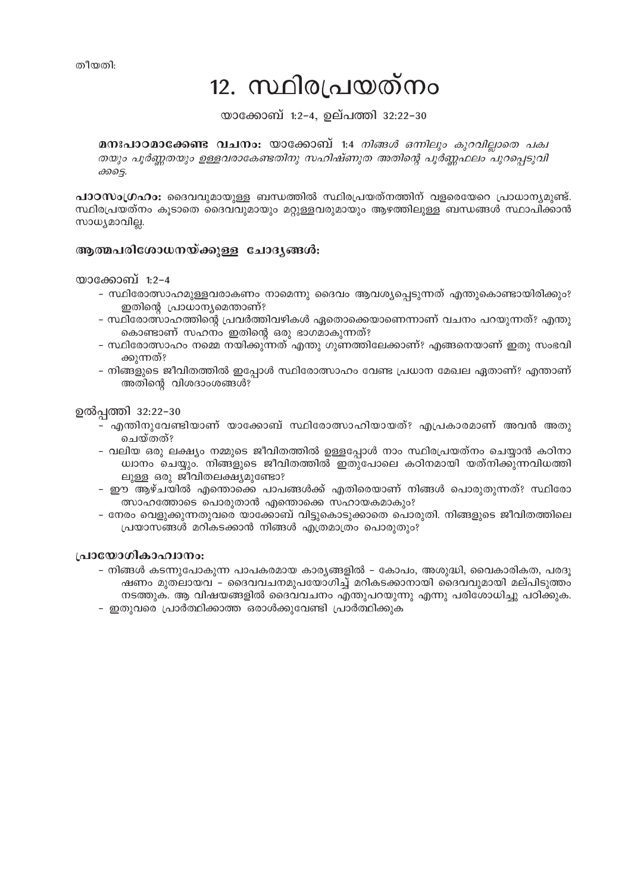തീയതി:

# 12. സ്ഥിരപ്രയത്നം

യാക്കോബ് 1:2-4, ഉല്പത്തി 32:22-30

**മനഃപാഠമാക്കേണ്ട വചനം:** യാക്കോബ് 1:4 *നിങ്ങൾ ഒന്നിലും കുറവില്ലാതെ പക്വതയും പൂർണ്ണതയും ഉള്ളവരാകേണ്ടതിനു സഹിഷ്ണുത അതിന്റെ പൂർണ്ണഫലം പുറപ്പെടുവിക്കട്ടെ.*

**പാഠസംഗ്രഹം:** ദൈവവുമായുള്ള ബന്ധത്തിൽ സ്ഥിരപ്രയത്നത്തിന് വളരെയേറെ പ്രാധാന്യമുണ്ട്. സ്ഥിരപ്രയത്നം കൂടാതെ ദൈവവുമായും മറ്റുള്ളവരുമായും ആഴത്തിലുള്ള ബന്ധങ്ങൾ സ്ഥാപിക്കാൻ സാധ്യമാവില്ല.

## ആത്മപരിശോധനയ്ക്കുള്ള ചോദ്യങ്ങൾ:

യാക്കോബ് 1:2-4

- സ്ഥിരോത്സാഹമുള്ളവരാകണം നാമെന്നു ദൈവം ആവശ്യപ്പെടുന്നത് എന്തുകൊണ്ടായിരിക്കും? ഇതിന്റെ പ്രാധാന്യമെന്താണ്?
- സ്ഥിരോത്സാഹത്തിന്റെ പ്രവർത്തിവഴികൾ ഏതൊക്കെയാണെന്നാണ് വചനം പറയുന്നത്? എന്തുകൊണ്ടാണ് സഹനം ഇതിന്റെ ഒരു ഭാഗമാകുന്നത്?
- സ്ഥിരോത്സാഹം നമ്മെ നയിക്കുന്നത് എന്തു ഗുണത്തിലേക്കാണ്? എങ്ങനെയാണ് ഇതു സംഭവിക്കുന്നത്?
- നിങ്ങളുടെ ജീവിതത്തിൽ ഇപ്പോൾ സ്ഥിരോത്സാഹം വേണ്ട പ്രധാന മേഖല ഏതാണ്? എന്താണ് അതിന്റെ വിശദാംശങ്ങൾ?

ഉൽപ്പത്തി 32:22-30

- എന്തിനുവേണ്ടിയാണ് യാക്കോബ് സ്ഥിരോത്സാഹിയായത്? എപ്രകാരമാണ് അവൻ അതു ചെയ്തത്?
- വലിയ ഒരു ലക്ഷ്യം നമ്മുടെ ജീവിതത്തിൽ ഉള്ളപ്പോൾ നാം സ്ഥിരപ്രയത്നം ചെയ്യാൻ കഠിനാധ്വാനം ചെയ്യും. നിങ്ങളുടെ ജീവിതത്തിൽ ഇതുപോലെ കഠിനമായി യത്നിക്കുന്നവിധത്തിലുള്ള ഒരു ജീവിതലക്ഷ്യമുണ്ടോ?
- ഈ ആഴ്ചയിൽ എന്തൊക്കെ പാപങ്ങൾക്ക് എതിരെയാണ് നിങ്ങൾ പൊരുതുന്നത്? സ്ഥിരോത്സാഹത്തോടെ പൊരുതാൻ എന്തൊക്കെ സഹായകമാകും?
- നേരം വെളുക്കുന്നതുവരെ യാക്കോബ് വിട്ടുകൊടുക്കാതെ പൊരുതി. നിങ്ങളുടെ ജീവിതത്തിലെ പ്രയാസങ്ങൾ മറികടക്കാൻ നിങ്ങൾ എത്രമാത്രം പൊരുതും?

## പ്രായോഗികാഹ്വാനം:

- നിങ്ങൾ കടന്നുപോകുന്ന പാപകരമായ കാര്യങ്ങളിൽ - കോപം, അശുദ്ധി, വൈകാരികത, പരദൂഷണം മുതലായവ - ദൈവവചനമുപയോഗിച്ച് മറികടക്കാനായി ദൈവവുമായി മല്പിടുത്തം നടത്തുക. ആ വിഷയങ്ങളിൽ ദൈവവചനം എന്തുപറയുന്നു എന്നു പരിശോധിച്ചു പഠിക്കുക.
- ഇതുവരെ പ്രാർത്ഥിക്കാത്ത ഒരാൾക്കുവേണ്ടി പ്രാർത്ഥിക്കുക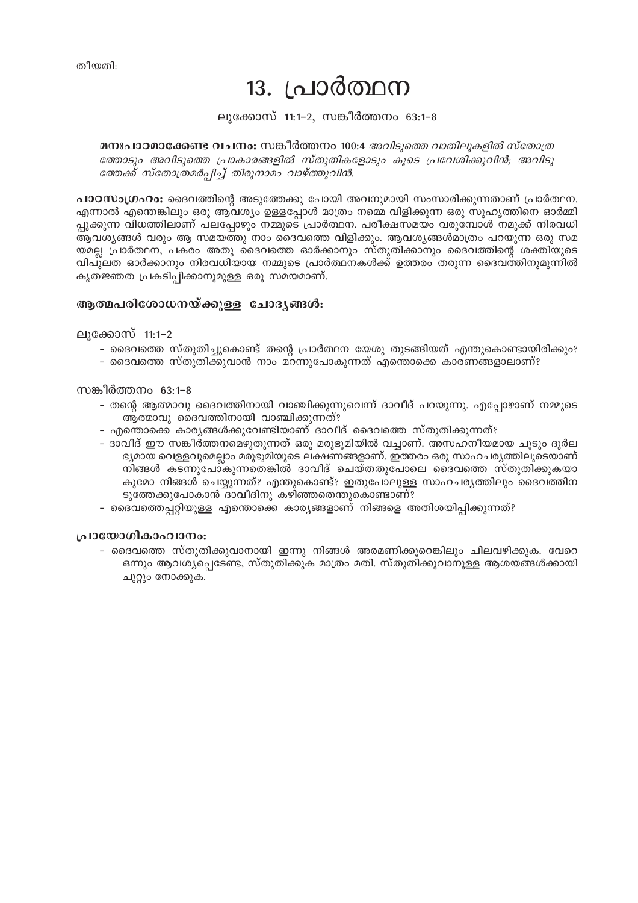തീയതി:

# 13. പ്രാർത്ഥന

ലൂക്കോസ് 11:1–2, സങ്കീർത്തനം 63:1–8

**മനഃപാഠമാക്കേണ്ട വചനം:** സങ്കീർത്തനം 100:4 *അവിടുത്തെ വാതിലുകളിൽ സ്തോത്രത്തോടും അവിടുത്തെ പ്രാകാരങ്ങളിൽ സ്തുതികളോടും കൂടെ പ്രവേശിക്കുവിൻ; അവിടുത്തേക്ക് സ്തോത്രമർപ്പിച്ച് തിരുനാമം വാഴ്ത്തുവിൻ.*

**പാഠസംഗ്രഹം:** ദൈവത്തിന്റെ അടുത്തേക്കു പോയി അവനുമായി സംസാരിക്കുന്നതാണ് പ്രാർത്ഥന. എന്നാൽ എന്തെങ്കിലും ഒരു ആവശ്യം ഉള്ളപ്പോൾ മാത്രം നമ്മെ വിളിക്കുന്ന ഒരു സുഹൃത്തിനെ ഓർമ്മിപ്പിക്കുന്ന വിധത്തിലാണ് പലപ്പോഴും നമ്മുടെ പ്രാർത്ഥന. പരീക്ഷസമയം വരുമ്പോൾ നമുക്ക് നിരവധി ആവശ്യങ്ങൾ വരും ആ സമയത്തു നാം ദൈവത്തെ വിളിക്കും. ആവശ്യങ്ങൾമാത്രം പറയുന്ന ഒരു സമയമല്ല പ്രാർത്ഥന, പകരം അതു ദൈവത്തെ ഓർക്കാനും സ്തുതിക്കാനും ദൈവത്തിന്റെ ശക്തിയുടെ വിപുലത ഓർക്കാനും നിരവധിയായ നമ്മുടെ പ്രാർത്ഥനകൾക്ക് ഉത്തരം തരുന്ന ദൈവത്തിനുമുന്നിൽ കൃതജ്ഞത പ്രകടിപ്പിക്കാനുമുള്ള ഒരു സമയമാണ്.

## ആത്മപരിശോധനയ്ക്കുള്ള ചോദ്യങ്ങൾ:

ലൂക്കോസ് 11:1–2

- ദൈവത്തെ സ്തുതിച്ചുകൊണ്ട് തന്റെ പ്രാർത്ഥന യേശു തുടങ്ങിയത് എന്തുകൊണ്ടായിരിക്കും?
- ദൈവത്തെ സ്തുതിക്കുവാൻ നാം മറന്നുപോകുന്നത് എന്തൊക്കെ കാരണങ്ങളാലാണ്?

സങ്കീർത്തനം 63:1–8

- തന്റെ ആത്മാവു ദൈവത്തിനായി വാഞ്ചിക്കുന്നുവെന്ന് ദാവീദ് പറയുന്നു. എപ്പോഴാണ് നമ്മുടെ ആത്മാവു ദൈവത്തിനായി വാഞ്ചിക്കുന്നത്?
- എന്തൊക്കെ കാര്യങ്ങൾക്കുവേണ്ടിയാണ് ദാവീദ് ദൈവത്തെ സ്തുതിക്കുന്നത്?
- ദാവീദ് ഈ സങ്കീർത്തനമെഴുതുന്നത് ഒരു മരുഭൂമിയിൽ വച്ചാണ്. അസഹനീയമായ ചൂടും ദുർലഭ്യമായ വെള്ളവുമെല്ലാം മരുഭൂമിയുടെ ലക്ഷണങ്ങളാണ്. ഇത്തരം ഒരു സാഹചര്യത്തിലൂടെയാണ് നിങ്ങൾ കടന്നുപോകുന്നതെങ്കിൽ ദാവീദ് ചെയ്തതുപോലെ ദൈവത്തെ സ്തുതിക്കുകയാകുമോ നിങ്ങൾ ചെയ്യുന്നത്? എന്തുകൊണ്ട്? ഇതുപോലുള്ള സാഹചര്യത്തിലും ദൈവത്തിനടുത്തേക്കുപോകാൻ ദാവീദിനു കഴിഞ്ഞതെന്തുകൊണ്ടാണ്?
- ദൈവത്തെപ്പറ്റിയുള്ള എന്തൊക്കെ കാര്യങ്ങളാണ് നിങ്ങളെ അതിശയിപ്പിക്കുന്നത്?

## പ്രായോഗികാഹ്വാനം:

- ദൈവത്തെ സ്തുതിക്കുവാനായി ഇന്നു നിങ്ങൾ അരമണിക്കൂറെങ്കിലും ചിലവഴിക്കുക. വേറെ ഒന്നും ആവശ്യപ്പെടേണ്ട, സ്തുതിക്കുക മാത്രം മതി. സ്തുതിക്കുവാനുള്ള ആശയങ്ങൾക്കായി ചുറ്റും നോക്കുക.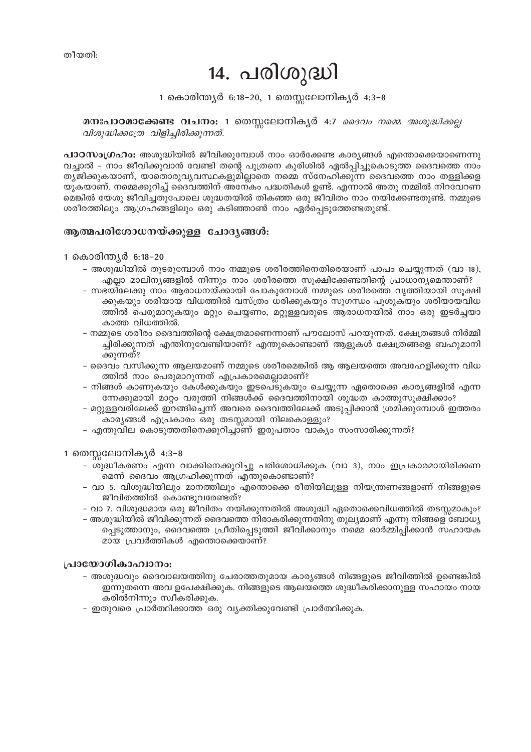തീയതി:

# 14. പരിശുദ്ധി

1 കൊരിന്ത്യർ 6:18-20, 1 തെസ്സലോനിക്യർ 4:3-8

**മനഃപാഠമാക്കേണ്ട വചനം:** 1 തെസ്സലോനിക്യർ 4:7 *ദൈവം നമ്മെ അശുദ്ധിക്കല്ല വിശുദ്ധിക്കത്രേ വിളിച്ചിരിക്കുന്നത്.*

**പാഠസംഗ്രഹം:** അശുദ്ധിയിൽ ജീവിക്കുമ്പോൾ നാം ഓർക്കേണ്ട കാര്യങ്ങൾ എന്തൊക്കെയാണെന്നു വച്ചാൽ – നാം ജീവിക്കുവാൻ വേണ്ടി തന്റെ പുത്രനെ കുരിശിൽ ഏൽപ്പിച്ചുകൊടുത്ത ദൈവത്തെ നാം ത്യജിക്കുകയാണ്, യാതൊരുവ്യവസ്ഥകളുമില്ലാതെ നമ്മെ സ്നേഹിക്കുന്ന ദൈവത്തെ നാം തള്ളിക്കളയുകയാണ്. നമ്മെക്കുറിച്ച് ദൈവത്തിന് അനേകം പദ്ധതികൾ ഉണ്ട്. എന്നാൽ അതു നമ്മിൽ നിറവേറണമെങ്കിൽ യേശു ജീവിച്ചതുപോലെ ശുദ്ധതയിൽ തികഞ്ഞ ഒരു ജീവിതം നാം നയിക്കേണ്ടതുണ്ട്. നമ്മുടെ ശരീരത്തിലും ആഗ്രഹങ്ങളിലും ഒരു കടിഞ്ഞാണ് നാം ഏർപ്പെടുത്തേണ്ടതുണ്ട്.

## ആത്മപരിശോധനയ്ക്കുള്ള ചോദ്യങ്ങൾ:

1 കൊരിന്ത്യർ 6:18-20

- അശുദ്ധിയിൽ തുടരുമ്പോൾ നാം നമ്മുടെ ശരീരത്തിനെതിരെയാണ് പാപം ചെയ്യുന്നത് (വാ 18), എല്ലാ മാലിന്യങ്ങളിൽ നിന്നും നാം ശരീരത്തെ സൂക്ഷിക്കേണ്ടതിന്റെ പ്രാധാന്യമെന്താണ്?
- സഭയിലേക്കു നാം ആരാധനയ്ക്കായി പോകുമ്പോൾ നമ്മുടെ ശരീരത്തെ വൃത്തിയായി സൂക്ഷിക്കുകയും ശരിയായ വിധത്തിൽ വസ്ത്രം ധരിക്കുകയും സുഗന്ധം പൂശുകയും ശരിയായവിധത്തിൽ പെരുമാറുകയും മറ്റും ചെയ്യണം, മറ്റുള്ളവരുടെ ആരാധനയിൽ നാം ഒരു ഇടർച്ചയാകാത്ത വിധത്തിൽ.
- നമ്മുടെ ശരീരം ദൈവത്തിന്റെ ക്ഷേത്രമാണെന്നാണ് പൗലോസ് പറയുന്നത്. ക്ഷേത്രങ്ങൾ നിർമ്മിച്ചിരിക്കുന്നത് എന്തിനുവേണ്ടിയാണ്? എന്തുകൊണ്ടാണ് ആളുകൾ ക്ഷേത്രങ്ങളെ ബഹുമാനിക്കുന്നത്?
- ദൈവം വസിക്കുന്ന ആലയമാണ് നമ്മുടെ ശരീരമെങ്കിൽ ആ ആലയത്തെ അവഹേളിക്കുന്ന വിധത്തിൽ നാം പെരുമാറുന്നത് എപ്രകാരമെല്ലാമാണ്?
- നിങ്ങൾ കാണുകയും കേൾക്കുകയും ഇടപെടുകയും ചെയ്യുന്ന ഏതൊക്കെ കാര്യങ്ങളിൽ എന്നന്നേക്കുമായി മാറ്റം വരുത്തി നിങ്ങൾക്ക് ദൈവത്തിനായി ശുദ്ധത കാത്തുസൂക്ഷിക്കാം?
- മറ്റുള്ളവരിലേക്ക് ഇറങ്ങിച്ചെന്ന് അവരെ ദൈവത്തിലേക്ക് അടുപ്പിക്കാൻ ശ്രമിക്കുമ്പോൾ ഇത്തരം കാര്യങ്ങൾ എപ്രകാരം ഒരു തടസ്സമായി നിലകൊള്ളും?
- എന്തുവില കൊടുത്തതിനെക്കുറിച്ചാണ് ഇരുപതാം വാക്യം സംസാരിക്കുന്നത്?

1 തെസ്സലോനിക്യർ 4:3-8

- ശുദ്ധീകരണം എന്ന വാക്കിനെക്കുറിച്ചു പരിശോധിക്കുക (വാ 3), നാം ഇപ്രകാരമായിരിക്കണമെന്ന് ദൈവം ആഗ്രഹിക്കുന്നത് എന്തുകൊണ്ടാണ്?
- വാ 5. വിശുദ്ധിയിലും മാനത്തിലും എന്തൊക്കെ രീതിയിലുള്ള നിയന്ത്രണങ്ങളാണ് നിങ്ങളുടെ ജീവിതത്തിൽ കൊണ്ടുവരേണ്ടത്?
- വാ 7. വിശുദ്ധമായ ഒരു ജീവിതം നയിക്കുന്നതിൽ അശുദ്ധി ഏതൊക്കെവിധത്തിൽ തടസ്സമാകും?
- അശുദ്ധിയിൽ ജീവിക്കുന്നത് ദൈവത്തെ നിരാകരിക്കുന്നതിനു തുല്യമാണ് എന്നു നിങ്ങളെ ബോധ്യപ്പെടുത്താനും, ദൈവത്തെ പ്രീതിപ്പെടുത്തി ജീവിക്കാനും നമ്മെ ഓർമ്മിപ്പിക്കാൻ സഹായകമായ പ്രവർത്തികൾ എന്തൊക്കെയാണ്?

## പ്രായോഗികാഹ്വാനം:

- അശുദ്ധവും ദൈവാലയത്തിനു ചേരാത്തതുമായ കാര്യങ്ങൾ നിങ്ങളുടെ ജീവിതത്തിൽ ഉണ്ടെങ്കിൽ ഇന്നുതന്നെ അവ ഉപേക്ഷിക്കുക. നിങ്ങളുടെ ആലയത്തെ ശുദ്ധീകരിക്കാനുള്ള സഹായം നായകരിൽനിന്നും സ്വീകരിക്കുക.
- ഇതുവരെ പ്രാർത്ഥിക്കാത്ത ഒരു വ്യക്തിക്കുവേണ്ടി പ്രാർത്ഥിക്കുക.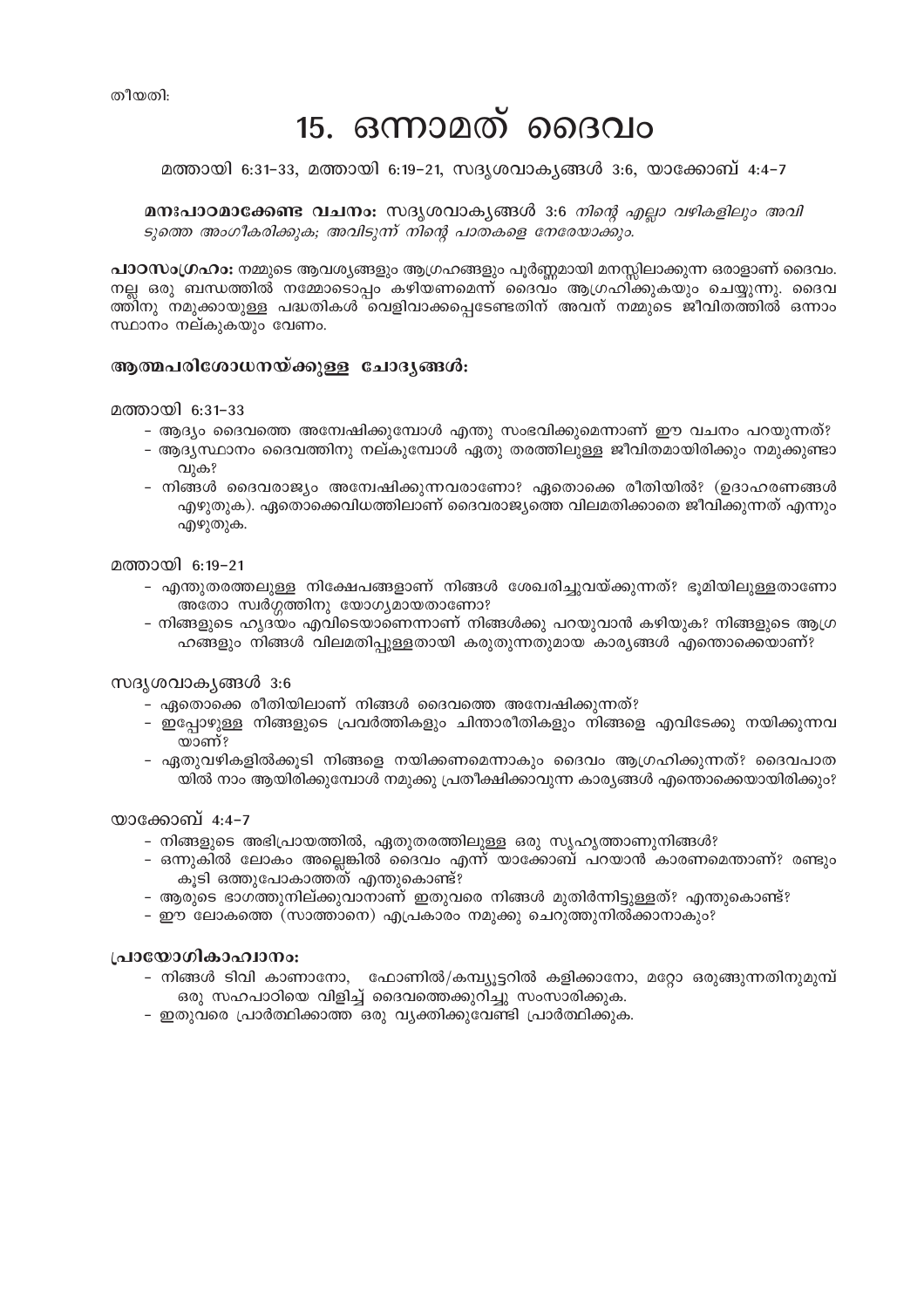തീയതി:

# 15. ഒന്നാമത് ദൈവം

മത്തായി 6:31-33, മത്തായി 6:19-21, സദൃശവാക്യങ്ങൾ 3:6, യാക്കോബ് 4:4-7

**മനഃപാഠമാക്കേണ്ട വചനം:** സദൃശവാക്യങ്ങൾ 3:6 *നിന്റെ എല്ലാ വഴികളിലും അവിടുത്തെ അംഗീകരിക്കുക; അവിടുന്ന് നിന്റെ പാതകളെ നേരേയാക്കും.*

**പാഠസംഗ്രഹം:** നമ്മുടെ ആവശ്യങ്ങളും ആഗ്രഹങ്ങളും പൂർണ്ണമായി മനസ്സിലാക്കുന്ന ഒരാളാണ് ദൈവം. നല്ല ഒരു ബന്ധത്തിൽ നമ്മോടൊപ്പം കഴിയണമെന്ന് ദൈവം ആഗ്രഹിക്കുകയും ചെയ്യുന്നു. ദൈവത്തിനു നമുക്കായുള്ള പദ്ധതികൾ വെളിവാക്കപ്പെടേണ്ടതിന് അവന് നമ്മുടെ ജീവിതത്തിൽ ഒന്നാം സ്ഥാനം നല്കുകയും വേണം.

### ആത്മപരിശോധനയ്ക്കുള്ള ചോദ്യങ്ങൾ:

മത്തായി 6:31-33

- ആദ്യം ദൈവത്തെ അന്വേഷിക്കുമ്പോൾ എന്തു സംഭവിക്കുമെന്നാണ് ഈ വചനം പറയുന്നത്?
- ആദ്യസ്ഥാനം ദൈവത്തിനു നല്കുമ്പോൾ ഏതു തരത്തിലുള്ള ജീവിതമായിരിക്കും നമുക്കുണ്ടാവുക?
- നിങ്ങൾ ദൈവരാജ്യം അന്വേഷിക്കുന്നവരാണോ? ഏതൊക്കെ രീതിയിൽ? (ഉദാഹരണങ്ങൾ എഴുതുക). ഏതൊക്കെവിധത്തിലാണ് ദൈവരാജ്യത്തെ വിലമതിക്കാതെ ജീവിക്കുന്നത് എന്നും എഴുതുക.

മത്തായി 6:19-21

- എന്തുതരത്തലുള്ള നിക്ഷേപങ്ങളാണ് നിങ്ങൾ ശേഖരിച്ചുവയ്ക്കുന്നത്? ഭൂമിയിലുള്ളതാണോ അതോ സ്വർഗ്ഗത്തിനു യോഗ്യമായതാണോ?
- നിങ്ങളുടെ ഹൃദയം എവിടെയാണെന്നാണ് നിങ്ങൾക്കു പറയുവാൻ കഴിയുക? നിങ്ങളുടെ ആഗ്രഹങ്ങളും നിങ്ങൾ വിലമതിപ്പുള്ളതായി കരുതുന്നതുമായ കാര്യങ്ങൾ എന്തൊക്കെയാണ്?

സദൃശവാക്യങ്ങൾ 3:6

- ഏതൊക്കെ രീതിയിലാണ് നിങ്ങൾ ദൈവത്തെ അന്വേഷിക്കുന്നത്?
- ഇപ്പോഴുള്ള നിങ്ങളുടെ പ്രവർത്തികളും ചിന്താരീതികളും നിങ്ങളെ എവിടേക്കു നയിക്കുന്നവയാണ്?
- ഏതുവഴികളിൽക്കൂടി നിങ്ങളെ നയിക്കണമെന്നാകും ദൈവം ആഗ്രഹിക്കുന്നത്? ദൈവപാതയിൽ നാം ആയിരിക്കുമ്പോൾ നമുക്കു പ്രതീക്ഷിക്കാവുന്ന കാര്യങ്ങൾ എന്തൊക്കെയായിരിക്കും?

യാക്കോബ് 4:4-7

- നിങ്ങളുടെ അഭിപ്രായത്തിൽ, ഏതുതരത്തിലുള്ള ഒരു സുഹൃത്താണുനിങ്ങൾ?
- ഒന്നുകിൽ ലോകം അല്ലെങ്കിൽ ദൈവം എന്ന് യാക്കോബ് പറയാൻ കാരണമെന്താണ്? രണ്ടും കൂടി ഒത്തുപോകാത്തത് എന്തുകൊണ്ട്?
- ആരുടെ ഭാഗത്തുനില്ക്കുവാനാണ് ഇതുവരെ നിങ്ങൾ മുതിർന്നിട്ടുള്ളത്? എന്തുകൊണ്ട്?
- ഈ ലോകത്തെ (സാത്താനെ) എപ്രകാരം നമുക്കു ചെറുത്തുനിൽക്കാനാകും?

### പ്രായോഗികാഹ്വാനം:

- നിങ്ങൾ ടിവി കാണാനോ, ഫോണിൽ/കമ്പ്യൂട്ടറിൽ കളിക്കാനോ, മറ്റോ ഒരുങ്ങുന്നതിനുമുമ്പ് ഒരു സഹപാഠിയെ വിളിച്ച് ദൈവത്തെക്കുറിച്ചു സംസാരിക്കുക.
- ഇതുവരെ പ്രാർത്ഥിക്കാത്ത ഒരു വ്യക്തിക്കുവേണ്ടി പ്രാർത്ഥിക്കുക.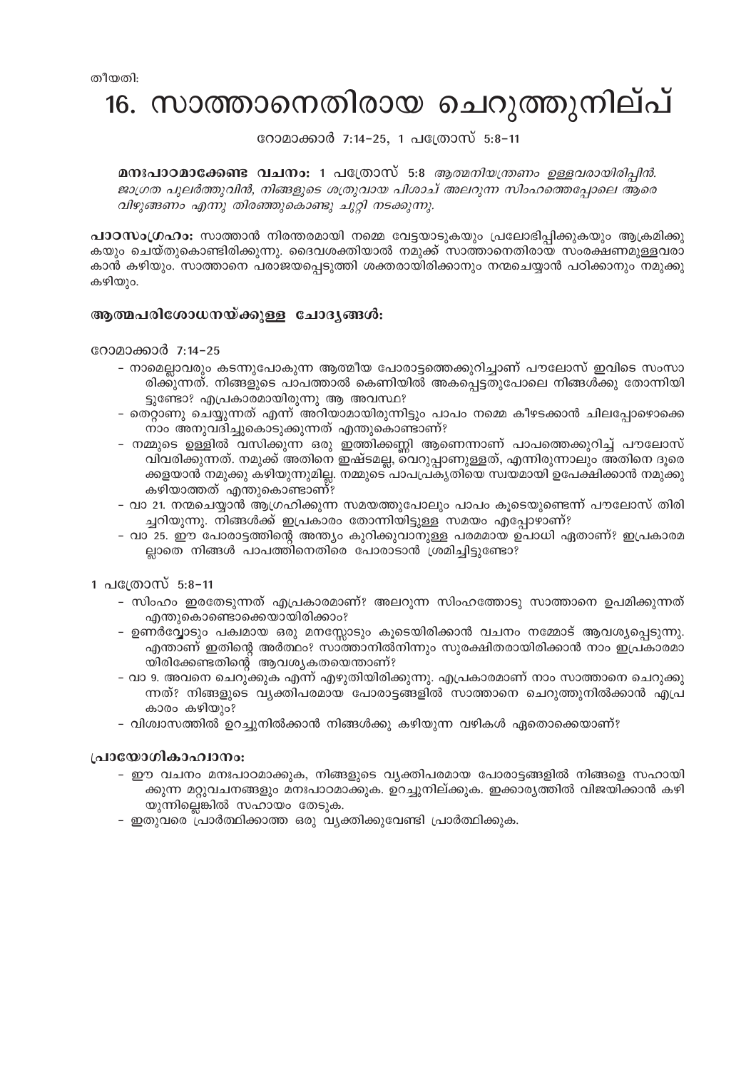തീയതി:

# 16. സാത്താനെതിരായ ചെറുത്തുനില്പ്

റോമാക്കാർ 7:14-25, 1 പത്രോസ് 5:8-11

**മനഃപാഠമാക്കേണ്ട വചനം:** 1 പത്രോസ് 5:8 *ആത്മനിയന്ത്രണം ഉള്ളവരായിരിപ്പിൻ. ജാഗ്രത പുലർത്തുവിൻ, നിങ്ങളുടെ ശത്രുവായ പിശാച് അലറുന്ന സിംഹത്തെപ്പോലെ ആരെ വിഴുങ്ങണം എന്നു തിരഞ്ഞുകൊണ്ടു ചുറ്റി നടക്കുന്നു.*

**പാഠസംഗ്രഹം:** സാത്താൻ നിരന്തരമായി നമ്മെ വേട്ടയാടുകയും പ്രലോഭിപ്പിക്കുകയും ആക്രമിക്കുകയും ചെയ്തുകൊണ്ടിരിക്കുന്നു. ദൈവശക്തിയാൽ നമുക്ക് സാത്താനെതിരായ സംരക്ഷണമുള്ളവരാകാൻ കഴിയും. സാത്താനെ പരാജയപ്പെടുത്തി ശക്തരായിരിക്കാനും നന്മചെയ്യാൻ പഠിക്കാനും നമുക്കു കഴിയും.

## ആത്മപരിശോധനയ്ക്കുള്ള ചോദ്യങ്ങൾ:

റോമാക്കാർ 7:14-25

- നാമെല്ലാവരും കടന്നുപോകുന്ന ആത്മീയ പോരാട്ടത്തെക്കുറിച്ചാണ് പൗലോസ് ഇവിടെ സംസാരിക്കുന്നത്. നിങ്ങളുടെ പാപത്താൽ കെണിയിൽ അകപ്പെട്ടതുപോലെ നിങ്ങൾക്കു തോന്നിയിട്ടുണ്ടോ? എപ്രകാരമായിരുന്നു ആ അവസ്ഥ?
- തെറ്റാണു ചെയ്യുന്നത് എന്ന് അറിയാമായിരുന്നിട്ടും പാപം നമ്മെ കീഴടക്കാൻ ചിലപ്പോഴൊക്കെ നാം അനുവദിച്ചുകൊടുക്കുന്നത് എന്തുകൊണ്ടാണ്?
- നമ്മുടെ ഉള്ളിൽ വസിക്കുന്ന ഒരു ഇത്തിക്കണ്ണി ആണെന്നാണ് പാപത്തെക്കുറിച്ച് പൗലോസ് വിവരിക്കുന്നത്. നമുക്ക് അതിനെ ഇഷ്ടമല്ല, വെറുപ്പാണുള്ളത്, എന്നിരുന്നാലും അതിനെ ദൂരെക്കളയാൻ നമുക്കു കഴിയുന്നുമില്ല. നമ്മുടെ പാപപ്രകൃതിയെ സ്വയമായി ഉപേക്ഷിക്കാൻ നമുക്കു കഴിയാത്തത് എന്തുകൊണ്ടാണ്?
- വാ 21. നന്മചെയ്യാൻ ആഗ്രഹിക്കുന്ന സമയത്തുപോലും പാപം കൂടെയുണ്ടെന്ന് പൗലോസ് തിരിച്ചറിയുന്നു. നിങ്ങൾക്ക് ഇപ്രകാരം തോന്നിയിട്ടുള്ള സമയം എപ്പോഴാണ്?
- വാ 25. ഈ പോരാട്ടത്തിന്റെ അന്ത്യം കുറിക്കുവാനുള്ള പരമമായ ഉപാധി ഏതാണ്? ഇപ്രകാരമല്ലാതെ നിങ്ങൾ പാപത്തിനെതിരെ പോരാടാൻ ശ്രമിച്ചിട്ടുണ്ടോ?

1 പത്രോസ് 5:8-11

- സിംഹം ഇരതേടുന്നത് എപ്രകാരമാണ്? അലറുന്ന സിംഹത്തോടു സാത്താനെ ഉപമിക്കുന്നത് എന്തുകൊണ്ടൊക്കെയായിരിക്കാം?
- ഉണർവ്വോടും പക്വമായ ഒരു മനസ്സോടും കൂടെയിരിക്കാൻ വചനം നമ്മോട് ആവശ്യപ്പെടുന്നു. എന്താണ് ഇതിന്റെ അർത്ഥം? സാത്താനിൽനിന്നും സുരക്ഷിതരായിരിക്കാൻ നാം ഇപ്രകാരമായിരിക്കേണ്ടതിന്റെ ആവശ്യകതയെന്താണ്?
- വാ 9. അവനെ ചെറുക്കുക എന്ന് എഴുതിയിരിക്കുന്നു. എപ്രകാരമാണ് നാം സാത്താനെ ചെറുക്കുന്നത്? നിങ്ങളുടെ വ്യക്തിപരമായ പോരാട്ടങ്ങളിൽ സാത്താനെ ചെറുത്തുനിൽക്കാൻ എപ്രകാരം കഴിയും?
- വിശ്വാസത്തിൽ ഉറച്ചുനിൽക്കാൻ നിങ്ങൾക്കു കഴിയുന്ന വഴികൾ ഏതൊക്കെയാണ്?

## പ്രായോഗികാഹ്വാനം:

- ഈ വചനം മനഃപാഠമാക്കുക, നിങ്ങളുടെ വ്യക്തിപരമായ പോരാട്ടങ്ങളിൽ നിങ്ങളെ സഹായിക്കുന്ന മറ്റുവചനങ്ങളും മനഃപാഠമാക്കുക. ഉറച്ചുനില്ക്കുക. ഇക്കാര്യത്തിൽ വിജയിക്കാൻ കഴിയുന്നില്ലെങ്കിൽ സഹായം തേടുക.
- ഇതുവരെ പ്രാർത്ഥിക്കാത്ത ഒരു വ്യക്തിക്കുവേണ്ടി പ്രാർത്ഥിക്കുക.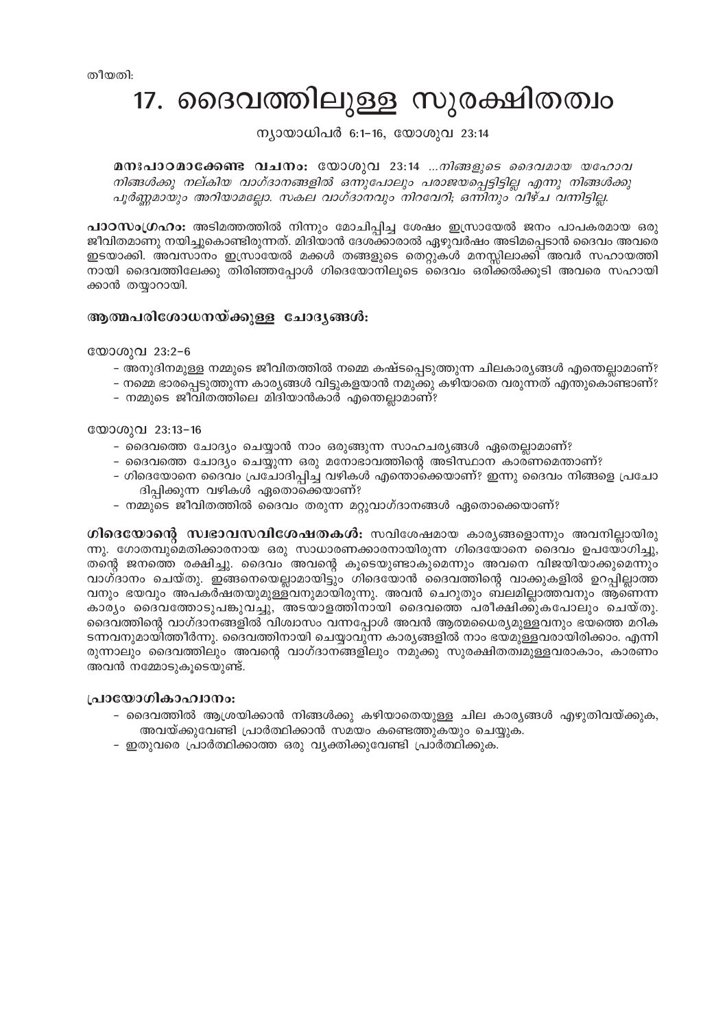തീയതി:

# 17. ദൈവത്തിലുള്ള സുരക്ഷിതത്വം

ന്യായാധിപർ 6:1-16, യോശുവ 23:14

**മനഃപാഠമാക്കേണ്ട വചനം:** യോശുവ 23:14 *...നിങ്ങളുടെ ദൈവമായ യഹോവ നിങ്ങൾക്കു നല്കിയ വാഗ്ദാനങ്ങളിൽ ഒന്നുപോലും പരാജയപ്പെട്ടിട്ടില്ല എന്നു നിങ്ങൾക്കു പൂർണ്ണമായും അറിയാമല്ലോ. സകല വാഗ്ദാനവും നിറവേറി; ഒന്നിനും വീഴ്ച വന്നിട്ടില്ല.*

**പാഠസംഗ്രഹം:** അടിമത്തത്തിൽ നിന്നും മോചിപ്പിച്ച ശേഷം ഇസ്രായേൽ ജനം പാപകരമായ ഒരു ജീവിതമാണു നയിച്ചുകൊണ്ടിരുന്നത്. മിദിയാൻ ദേശക്കാരാൽ ഏഴുവർഷം അടിമപ്പെടാൻ ദൈവം അവരെ ഇടയാക്കി. അവസാനം ഇസ്രായേൽ മക്കൾ തങ്ങളുടെ തെറ്റുകൾ മനസ്സിലാക്കി അവർ സഹായത്തിനായി ദൈവത്തിലേക്കു തിരിഞ്ഞപ്പോൾ ഗിദെയോനിലൂടെ ദൈവം ഒരിക്കൽക്കൂടി അവരെ സഹായിക്കാൻ തയ്യാറായി.

## ആത്മപരിശോധനയ്ക്കുള്ള ചോദ്യങ്ങൾ:

യോശുവ 23:2-6

- അനുദിനമുള്ള നമ്മുടെ ജീവിതത്തിൽ നമ്മെ കഷ്ടപ്പെടുത്തുന്ന ചിലകാര്യങ്ങൾ എന്തെല്ലാമാണ്?
- നമ്മെ ഭാരപ്പെടുത്തുന്ന കാര്യങ്ങൾ വിട്ടുകളയാൻ നമുക്കു കഴിയാതെ വരുന്നത് എന്തുകൊണ്ടാണ്?
- നമ്മുടെ ജീവിതത്തിലെ മിദിയാൻകാർ എന്തെല്ലാമാണ്?

യോശുവ 23:13-16

- ദൈവത്തെ ചോദ്യം ചെയ്യാൻ നാം ഒരുങ്ങുന്ന സാഹചര്യങ്ങൾ ഏതെല്ലാമാണ്?
- ദൈവത്തെ ചോദ്യം ചെയ്യുന്ന ഒരു മനോഭാവത്തിന്റെ അടിസ്ഥാന കാരണമെന്താണ്?
- ഗിദെയോനെ ദൈവം പ്രചോദിപ്പിച്ച വഴികൾ എന്തൊക്കെയാണ്? ഇന്നു ദൈവം നിങ്ങളെ പ്രചോദിപ്പിക്കുന്ന വഴികൾ ഏതൊക്കെയാണ്?
- നമ്മുടെ ജീവിതത്തിൽ ദൈവം തരുന്ന മറ്റുവാഗ്ദാനങ്ങൾ ഏതൊക്കെയാണ്?

**ഗിദെയോന്റെ സ്വഭാവസവിശേഷതകൾ:** സവിശേഷമായ കാര്യങ്ങളൊന്നും അവനില്ലായിരുന്നു. ഗോതമ്പുമെതിക്കാരനായ ഒരു സാധാരണക്കാരനായിരുന്ന ഗിദെയോനെ ദൈവം ഉപയോഗിച്ചു, തന്റെ ജനത്തെ രക്ഷിച്ചു. ദൈവം അവന്റെ കൂടെയുണ്ടാകുമെന്നും അവനെ വിജയിയാക്കുമെന്നും വാഗ്ദാനം ചെയ്തു. ഇങ്ങനെയെല്ലാമായിട്ടും ഗിദെയോൻ ദൈവത്തിന്റെ വാക്കുകളിൽ ഉറപ്പില്ലാത്തവനും ഭയവും അപകർഷതയുമുള്ളവനുമായിരുന്നു. അവൻ ചെറുതും ബലമില്ലാത്തവനും ആണെന്ന കാര്യം ദൈവത്തോടുപങ്കുവച്ചു, അടയാളത്തിനായി ദൈവത്തെ പരീക്ഷിക്കുകപോലും ചെയ്തു. ദൈവത്തിന്റെ വാഗ്ദാനങ്ങളിൽ വിശ്വാസം വന്നപ്പോൾ അവൻ ആത്മധൈര്യമുള്ളവനും ഭയത്തെ മറികടന്നവനുമായിത്തീർന്നു. ദൈവത്തിനായി ചെയ്യാവുന്ന കാര്യങ്ങളിൽ നാം ഭയമുള്ളവരായിരിക്കാം. എന്നിരുന്നാലും ദൈവത്തിലും അവന്റെ വാഗ്ദാനങ്ങളിലും നമുക്കു സുരക്ഷിതത്വമുള്ളവരാകാം, കാരണം അവൻ നമ്മോടുകൂടെയുണ്ട്.

## പ്രായോഗികാഹ്വാനം:

- ദൈവത്തിൽ ആശ്രയിക്കാൻ നിങ്ങൾക്കു കഴിയാതെയുള്ള ചില കാര്യങ്ങൾ എഴുതിവയ്ക്കുക, അവയ്ക്കുവേണ്ടി പ്രാർത്ഥിക്കാൻ സമയം കണ്ടെത്തുകയും ചെയ്യുക.
- ഇതുവരെ പ്രാർത്ഥിക്കാത്ത ഒരു വ്യക്തിക്കുവേണ്ടി പ്രാർത്ഥിക്കുക.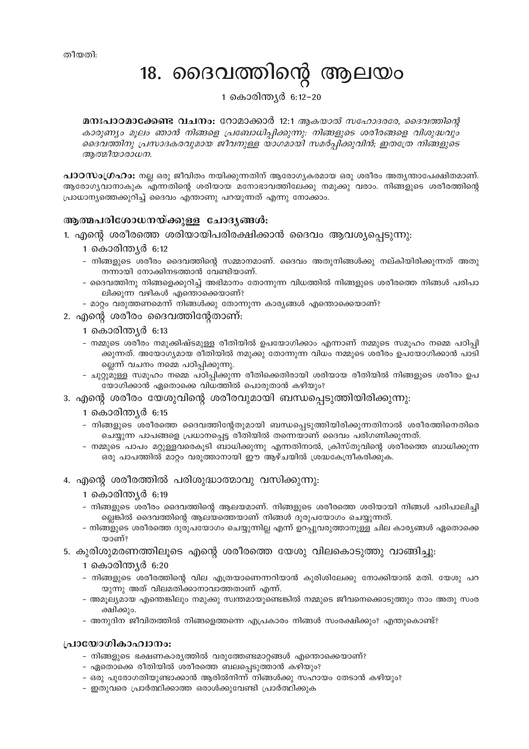തീയതി:

# 18. ദൈവത്തിന്റെ ആലയം

1 കൊരിന്ത്യർ 6:12-20

**മനഃപാഠമാക്കേണ്ട വചനം:** റോമാക്കാർ 12:1 *ആകയാൽ സഹോദരരേ, ദൈവത്തിന്റെ കാരുണ്യം മൂലം ഞാൻ നിങ്ങളെ പ്രബോധിപ്പിക്കുന്നു: നിങ്ങളുടെ ശരീരങ്ങളെ വിശുദ്ധവും ദൈവത്തിനു പ്രസാദകരവുമായ ജീവനുള്ള യാഗമായി സമർപ്പിക്കുവിൻ; ഇതത്രേ നിങ്ങളുടെ ആത്മീയാരാധന.*

**പാഠസംഗ്രഹം:** നല്ല ഒരു ജീവിതം നയിക്കുന്നതിന് ആരോഗ്യകരമായ ഒരു ശരീരം അത്യന്താപേക്ഷിതമാണ്. ആരോഗ്യവാനാകുക എന്നതിന്റെ ശരിയായ മനോഭാവത്തിലേക്കു നമുക്കു വരാം. നിങ്ങളുടെ ശരീരത്തിന്റെ പ്രാധാന്യത്തെക്കുറിച്ച് ദൈവം എന്താണു പറയുന്നത് എന്നു നോക്കാം.

## ആത്മപരിശോധനയ്ക്കുള്ള ചോദ്യങ്ങൾ:

1. എന്റെ ശരീരത്തെ ശരിയായിപരിരക്ഷിക്കാൻ ദൈവം ആവശ്യപ്പെടുന്നു:

   1 കൊരിന്ത്യർ 6:12

   - നിങ്ങളുടെ ശരീരം ദൈവത്തിന്റെ സമ്മാനമാണ്. ദൈവം അതുനിങ്ങൾക്കു നല്കിയിരിക്കുന്നത് അതു നന്നായി നോക്കിനടത്താൻ വേണ്ടിയാണ്.
   - ദൈവത്തിനു നിങ്ങളെക്കുറിച്ച് അഭിമാനം തോന്നുന്ന വിധത്തിൽ നിങ്ങളുടെ ശരീരത്തെ നിങ്ങൾ പരിപാലിക്കുന്ന വഴികൾ എന്തൊക്കെയാണ്?
   - മാറ്റം വരുത്തണമെന്ന് നിങ്ങൾക്കു തോന്നുന്ന കാര്യങ്ങൾ എന്തൊക്കെയാണ്?

2. എന്റെ ശരീരം ദൈവത്തിന്റേതാണ്:

   1 കൊരിന്ത്യർ 6:13

   - നമ്മുടെ ശരീരം നമുക്കിഷ്ടമുള്ള രീതിയിൽ ഉപയോഗിക്കാം എന്നാണ് നമ്മുടെ സമൂഹം നമ്മെ പഠിപ്പിക്കുന്നത്. അയോഗ്യമായ രീതിയിൽ നമുക്കു തോന്നുന്ന വിധം നമ്മുടെ ശരീരം ഉപയോഗിക്കാൻ പാടില്ലെന്ന് വചനം നമ്മെ പഠിപ്പിക്കുന്നു.
   - ചുറ്റുമുള്ള സമൂഹം നമ്മെ പഠിപ്പിക്കുന്ന രീതിക്കെതിരായി ശരിയായ രീതിയിൽ നിങ്ങളുടെ ശരീരം ഉപയോഗിക്കാൻ ഏതൊക്കെ വിധത്തിൽ പൊരുതാൻ കഴിയും?

3. എന്റെ ശരീരം യേശുവിന്റെ ശരീരവുമായി ബന്ധപ്പെടുത്തിയിരിക്കുന്നു:

   1 കൊരിന്ത്യർ 6:15

   - നിങ്ങളുടെ ശരീരത്തെ ദൈവത്തിന്റേതുമായി ബന്ധപ്പെടുത്തിയിരിക്കുന്നതിനാൽ ശരീരത്തിനെതിരെ ചെയ്യുന്ന പാപങ്ങളെ പ്രധാനപ്പെട്ട രീതിയിൽ തന്നെയാണ് ദൈവം പരിഗണിക്കുന്നത്.
   - നമ്മുടെ പാപം മറ്റുള്ളവരെകൂടി ബാധിക്കുന്നു എന്നതിനാൽ, ക്രിസ്തുവിന്റെ ശരീരത്തെ ബാധിക്കുന്ന ഒരു പാപത്തിൽ മാറ്റം വരുത്താനായി ഈ ആഴ്ചയിൽ ശ്രദ്ധകേന്ദ്രീകരിക്കുക.

4. എന്റെ ശരീരത്തിൽ പരിശുദ്ധാത്മാവു വസിക്കുന്നു:

   1 കൊരിന്ത്യർ 6:19

   - നിങ്ങളുടെ ശരീരം ദൈവത്തിന്റെ ആലയമാണ്. നിങ്ങളുടെ ശരീരത്തെ ശരിയായി നിങ്ങൾ പരിപാലിച്ചില്ലെങ്കിൽ ദൈവത്തിന്റെ ആലയത്തെയാണ് നിങ്ങൾ ദുരുപയോഗം ചെയ്യുന്നത്.
   - നിങ്ങളുടെ ശരീരത്തെ ദുരുപയോഗം ചെയ്യുന്നില്ല എന്ന് ഉറപ്പുവരുത്താനുള്ള ചില കാര്യങ്ങൾ ഏതൊക്കെയാണ്?

5. കുരിശുമരണത്തിലൂടെ എന്റെ ശരീരത്തെ യേശു വിലകൊടുത്തു വാങ്ങിച്ചു:

   1 കൊരിന്ത്യർ 6:20

   - നിങ്ങളുടെ ശരീരത്തിന്റെ വില എത്രയാണെന്നറിയാൻ കുരിശിലേക്കു നോക്കിയാൽ മതി. യേശു പറയുന്നു അത് വിലമതിക്കാനാവാത്തതാണ് എന്ന്.
   - അമൂല്യമായ എന്തെങ്കിലും നമുക്കു സ്വന്തമായുണ്ടെങ്കിൽ നമ്മുടെ ജീവനെക്കൊടുത്തും നാം അതു സംരക്ഷിക്കും.
   - അനുദിന ജീവിതത്തിൽ നിങ്ങളെത്തന്നെ എപ്രകാരം നിങ്ങൾ സംരക്ഷിക്കും? എന്തുകൊണ്ട്?

## പ്രായോഗികാഹ്വാനം:

- നിങ്ങളുടെ ഭക്ഷണകാര്യത്തിൽ വരുത്തേണ്ടമാറ്റങ്ങൾ എന്തൊക്കെയാണ്?
- ഏതൊക്കെ രീതിയിൽ ശരീരത്തെ ബലപ്പെടുത്താൻ കഴിയും?
- ഒരു പുരോഗതിയുണ്ടാക്കാൻ ആരിൽനിന്ന് നിങ്ങൾക്കു സഹായം തേടാൻ കഴിയും?
- ഇതുവരെ പ്രാർത്ഥിക്കാത്ത ഒരാൾക്കുവേണ്ടി പ്രാർത്ഥിക്കുക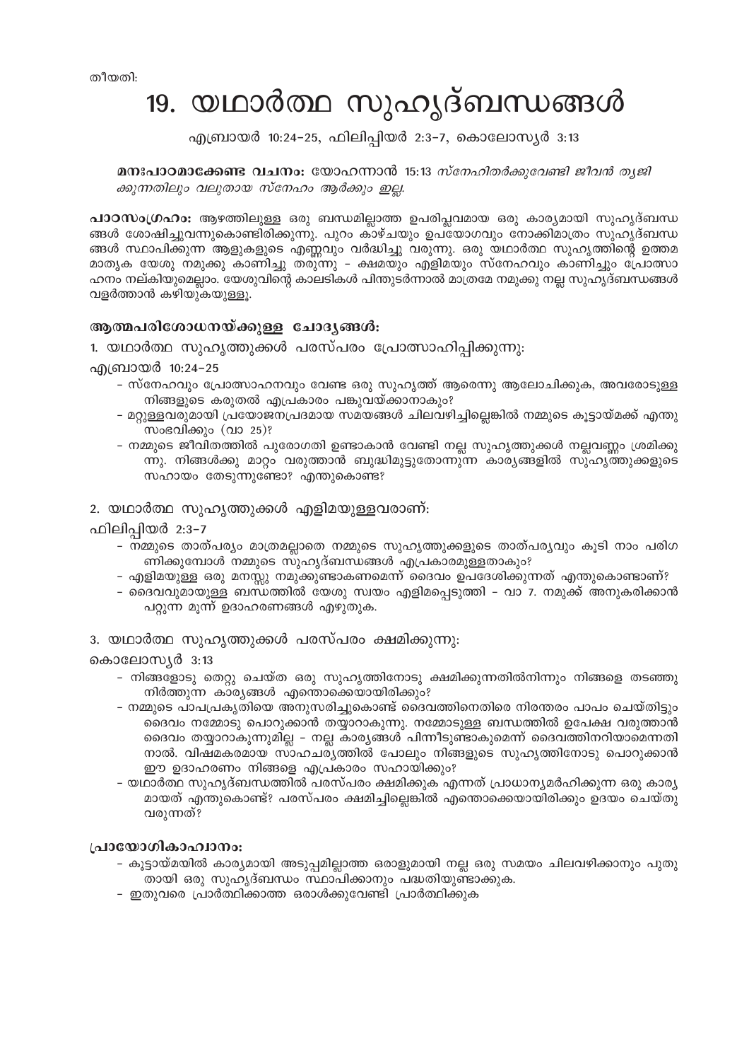തീയതി:

# 19. യഥാർത്ഥ സുഹൃദ്ബന്ധങ്ങൾ

എബ്രായർ 10:24-25, ഫിലിപ്പിയർ 2:3-7, കൊലോസ്യർ 3:13

**മനഃപാഠമാക്കേണ്ട വചനം:** യോഹന്നാൻ 15:13 *സ്നേഹിതർക്കുവേണ്ടി ജീവൻ ത്യജിക്കുന്നതിലും വലുതായ സ്നേഹം ആർക്കും ഇല്ല.*

**പാഠസംഗ്രഹം:** ആഴത്തിലുള്ള ഒരു ബന്ധമില്ലാത്ത ഉപരിപ്ലവമായ ഒരു കാര്യമായി സുഹൃദ്ബന്ധങ്ങൾ ശോഷിച്ചുവന്നുകൊണ്ടിരിക്കുന്നു. പുറം കാഴ്ചയും ഉപയോഗവും നോക്കിമാത്രം സുഹൃദ്ബന്ധങ്ങൾ സ്ഥാപിക്കുന്ന ആളുകളുടെ എണ്ണവും വർദ്ധിച്ചു വരുന്നു. ഒരു യഥാർത്ഥ സുഹൃത്തിന്റെ ഉത്തമ മാതൃക യേശു നമുക്കു കാണിച്ചു തരുന്നു - ക്ഷമയും എളിമയും സ്നേഹവും കാണിച്ചും പ്രോത്സാഹനം നല്കിയുമെല്ലാം. യേശുവിന്റെ കാലടികൾ പിന്തുടർന്നാൽ മാത്രമേ നമുക്കു നല്ല സുഹൃദ്ബന്ധങ്ങൾ വളർത്താൻ കഴിയുകയുള്ളൂ.

## ആത്മപരിശോധനയ്ക്കുള്ള ചോദ്യങ്ങൾ:

### 1. യഥാർത്ഥ സുഹൃത്തുക്കൾ പരസ്പരം പ്രോത്സാഹിപ്പിക്കുന്നു:

എബ്രായർ 10:24-25

- സ്നേഹവും പ്രോത്സാഹനവും വേണ്ട ഒരു സുഹൃത്ത് ആരെന്നു ആലോചിക്കുക, അവരോടുള്ള നിങ്ങളുടെ കരുതൽ എപ്രകാരം പങ്കുവയ്ക്കാനാകും?
- മറ്റുള്ളവരുമായി പ്രയോജനപ്രദമായ സമയങ്ങൾ ചിലവഴിച്ചില്ലെങ്കിൽ നമ്മുടെ കൂട്ടായ്മക്ക് എന്തു സംഭവിക്കും (വാ 25)?
- നമ്മുടെ ജീവിതത്തിൽ പുരോഗതി ഉണ്ടാകാൻ വേണ്ടി നല്ല സുഹൃത്തുക്കൾ നല്ലവണ്ണം ശ്രമിക്കുന്നു. നിങ്ങൾക്കു മാറ്റം വരുത്താൻ ബുദ്ധിമുട്ടുതോന്നുന്ന കാര്യങ്ങളിൽ സുഹൃത്തുക്കളുടെ സഹായം തേടുന്നുണ്ടോ? എന്തുകൊണ്ട്?

### 2. യഥാർത്ഥ സുഹൃത്തുക്കൾ എളിമയുള്ളവരാണ്:

ഫിലിപ്പിയർ 2:3-7

- നമ്മുടെ താത്പര്യം മാത്രമല്ലാതെ നമ്മുടെ സുഹൃത്തുക്കളുടെ താത്പര്യവും കൂടി നാം പരിഗണിക്കുമ്പോൾ നമ്മുടെ സുഹൃദ്ബന്ധങ്ങൾ എപ്രകാരമുള്ളതാകും?
- എളിമയുള്ള ഒരു മനസ്സു നമുക്കുണ്ടാകണമെന്ന് ദൈവം ഉപദേശിക്കുന്നത് എന്തുകൊണ്ടാണ്?
- ദൈവവുമായുള്ള ബന്ധത്തിൽ യേശു സ്വയം എളിമപ്പെടുത്തി - വാ 7. നമുക്ക് അനുകരിക്കാൻ പറ്റുന്ന മൂന്ന് ഉദാഹരണങ്ങൾ എഴുതുക.

### 3. യഥാർത്ഥ സുഹൃത്തുക്കൾ പരസ്പരം ക്ഷമിക്കുന്നു:

കൊലോസ്യർ 3:13

- നിങ്ങളോടു തെറ്റു ചെയ്ത ഒരു സുഹൃത്തിനോടു ക്ഷമിക്കുന്നതിൽനിന്നും നിങ്ങളെ തടഞ്ഞു നിർത്തുന്ന കാര്യങ്ങൾ എന്തൊക്കെയായിരിക്കും?
- നമ്മുടെ പാപപ്രകൃതിയെ അനുസരിച്ചുകൊണ്ട് ദൈവത്തിനെതിരെ നിരന്തരം പാപം ചെയ്തിട്ടും ദൈവം നമ്മോടു പൊറുക്കാൻ തയ്യാറാകുന്നു. നമ്മോടുള്ള ബന്ധത്തിൽ ഉപേക്ഷ വരുത്താൻ ദൈവം തയ്യാറാകുന്നുമില്ല - നല്ല കാര്യങ്ങൾ പിന്നീടുണ്ടാകുമെന്ന് ദൈവത്തിനറിയാമെന്നതിനാൽ. വിഷമകരമായ സാഹചര്യത്തിൽ പോലും നിങ്ങളുടെ സുഹൃത്തിനോടു പൊറുക്കാൻ ഈ ഉദാഹരണം നിങ്ങളെ എപ്രകാരം സഹായിക്കും?
- യഥാർത്ഥ സുഹൃദ്ബന്ധത്തിൽ പരസ്പരം ക്ഷമിക്കുക എന്നത് പ്രാധാന്യമർഹിക്കുന്ന ഒരു കാര്യമായത് എന്തുകൊണ്ട്? പരസ്പരം ക്ഷമിച്ചില്ലെങ്കിൽ എന്തൊക്കെയായിരിക്കും ഉദയം ചെയ്തു വരുന്നത്?

## പ്രായോഗികാഹ്വാനം:

- കൂട്ടായ്മയിൽ കാര്യമായി അടുപ്പമില്ലാത്ത ഒരാളുമായി നല്ല ഒരു സമയം ചിലവഴിക്കാനും പുതുതായി ഒരു സുഹൃദ്ബന്ധം സ്ഥാപിക്കാനും പദ്ധതിയുണ്ടാക്കുക.
- ഇതുവരെ പ്രാർത്ഥിക്കാത്ത ഒരാൾക്കുവേണ്ടി പ്രാർത്ഥിക്കുക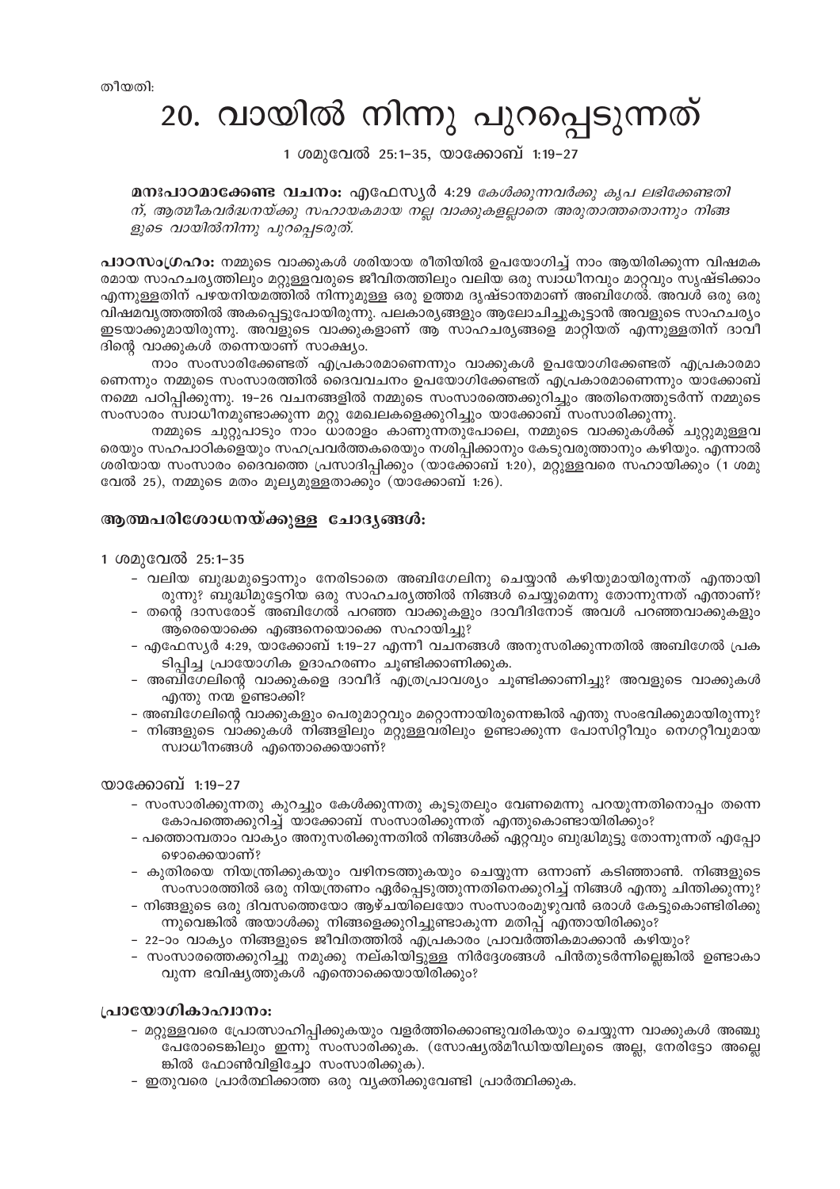തീയതി:

# 20. വായിൽ നിന്നു പുറപ്പെടുന്നത്

1 ശമുവേൽ 25:1-35, യാക്കോബ് 1:19-27

**മനഃപാഠമാക്കേണ്ട വചനം:** എഫേസ്യർ 4:29 *കേൾക്കുന്നവർക്കു കൃപ ലഭിക്കേണ്ടതിന്, ആത്മീകവർദ്ധനയ്ക്കു സഹായകമായ നല്ല വാക്കുകളല്ലാതെ അരുതാത്തതൊന്നും നിങ്ങളുടെ വായിൽനിന്നു പുറപ്പെടരുത്.*

**പാഠസംഗ്രഹം:** നമ്മുടെ വാക്കുകൾ ശരിയായ രീതിയിൽ ഉപയോഗിച്ച് നാം ആയിരിക്കുന്ന വിഷമകരമായ സാഹചര്യത്തിലും മറ്റുള്ളവരുടെ ജീവിതത്തിലും വലിയ ഒരു സ്വാധീനവും മാറ്റവും സൃഷ്ടിക്കാം എന്നുള്ളതിന് പഴയനിയമത്തിൽ നിന്നുമുള്ള ഒരു ഉത്തമ ദൃഷ്ടാന്തമാണ് അബിഗേൽ. അവൾ ഒരു ഒരു വിഷമവൃത്തത്തിൽ അകപ്പെട്ടുപോയിരുന്നു. പലകാര്യങ്ങളും ആലോചിച്ചുകൂട്ടാൻ അവളുടെ സാഹചര്യം ഇടയാക്കുമായിരുന്നു. അവളുടെ വാക്കുകളാണ് ആ സാഹചര്യങ്ങളെ മാറ്റിയത് എന്നുള്ളതിന് ദാവീദിന്റെ വാക്കുകൾ തന്നെയാണ് സാക്ഷ്യം.

നാം സംസാരിക്കേണ്ടത് എപ്രകാരമാണെന്നും വാക്കുകൾ ഉപയോഗിക്കേണ്ടത് എപ്രകാരമാണെന്നും നമ്മുടെ സംസാരത്തിൽ ദൈവവചനം ഉപയോഗിക്കേണ്ടത് എപ്രകാരമാണെന്നും യാക്കോബ് നമ്മെ പഠിപ്പിക്കുന്നു. 19-26 വചനങ്ങളിൽ നമ്മുടെ സംസാരത്തെക്കുറിച്ചും അതിനെത്തുടർന്ന് നമ്മുടെ സംസാരം സ്വാധീനമുണ്ടാക്കുന്ന മറ്റു മേഖലകളെക്കുറിച്ചും യാക്കോബ് സംസാരിക്കുന്നു.

നമ്മുടെ ചുറ്റുപാടും നാം ധാരാളം കാണുന്നതുപോലെ, നമ്മുടെ വാക്കുകൾക്ക് ചുറ്റുമുള്ളവരെയും സഹപാഠികളെയും സഹപ്രവർത്തകരെയും നശിപ്പിക്കാനും കേടുവരുത്താനും കഴിയും. എന്നാൽ ശരിയായ സംസാരം ദൈവത്തെ പ്രസാദിപ്പിക്കും (യാക്കോബ് 1:20), മറ്റുള്ളവരെ സഹായിക്കും (1 ശമുവേൽ 25), നമ്മുടെ മതം മൂല്യമുള്ളതാക്കും (യാക്കോബ് 1:26).

## ആത്മപരിശോധനയ്ക്കുള്ള ചോദ്യങ്ങൾ:

1 ശമുവേൽ 25:1-35

- വലിയ ബുദ്ധമുട്ടൊന്നും നേരിടാതെ അബിഗേലിനു ചെയ്യാൻ കഴിയുമായിരുന്നത് എന്തായിരുന്നു? ബുദ്ധിമുട്ടേറിയ ഒരു സാഹചര്യത്തിൽ നിങ്ങൾ ചെയ്യുമെന്നു തോന്നുന്നത് എന്താണ്?
- തന്റെ ദാസരോട് അബിഗേൽ പറഞ്ഞ വാക്കുകളും ദാവീദിനോട് അവൾ പറഞ്ഞവാക്കുകളും ആരെയൊക്കെ എങ്ങനെയൊക്കെ സഹായിച്ചു?
- എഫേസ്യർ 4:29, യാക്കോബ് 1:19-27 എന്നീ വചനങ്ങൾ അനുസരിക്കുന്നതിൽ അബിഗേൽ പ്രകടിപ്പിച്ച പ്രായോഗിക ഉദാഹരണം ചൂണ്ടിക്കാണിക്കുക.
- അബിഗേലിന്റെ വാക്കുകളെ ദാവീദ് എത്രപ്രാവശ്യം ചൂണ്ടിക്കാണിച്ചു? അവളുടെ വാക്കുകൾ എന്തു നന്മ ഉണ്ടാക്കി?
- അബിഗേലിന്റെ വാക്കുകളും പെരുമാറ്റവും മറ്റൊന്നായിരുന്നെങ്കിൽ എന്തു സംഭവിക്കുമായിരുന്നു?
- നിങ്ങളുടെ വാക്കുകൾ നിങ്ങളിലും മറ്റുള്ളവരിലും ഉണ്ടാക്കുന്ന പോസിറ്റീവും നെഗറ്റീവുമായ സ്വാധീനങ്ങൾ എന്തൊക്കെയാണ്?

യാക്കോബ് 1:19-27

- സംസാരിക്കുന്നതു കുറച്ചും കേൾക്കുന്നതു കൂടുതലും വേണമെന്നു പറയുന്നതിനൊപ്പം തന്നെ കോപത്തെക്കുറിച്ച് യാക്കോബ് സംസാരിക്കുന്നത് എന്തുകൊണ്ടായിരിക്കും?
- പത്തൊമ്പതാം വാക്യം അനുസരിക്കുന്നതിൽ നിങ്ങൾക്ക് ഏറ്റവും ബുദ്ധിമുട്ടു തോന്നുന്നത് എപ്പോഴൊക്കെയാണ്?
- കുതിരയെ നിയന്ത്രിക്കുകയും വഴിനടത്തുകയും ചെയ്യുന്ന ഒന്നാണ് കടിഞ്ഞാൺ. നിങ്ങളുടെ സംസാരത്തിൽ ഒരു നിയന്ത്രണം ഏർപ്പെടുത്തുന്നതിനെക്കുറിച്ച് നിങ്ങൾ എന്തു ചിന്തിക്കുന്നു?
- നിങ്ങളുടെ ഒരു ദിവസത്തെയോ ആഴ്ചയിലെയോ സംസാരംമുഴുവൻ ഒരാൾ കേട്ടുകൊണ്ടിരിക്കുന്നുവെങ്കിൽ അയാൾക്കു നിങ്ങളെക്കുറിച്ചുണ്ടാകുന്ന മതിപ്പ് എന്തായിരിക്കും?
- 22-ാം വാക്യം നിങ്ങളുടെ ജീവിതത്തിൽ എപ്രകാരം പ്രാവർത്തികമാക്കാൻ കഴിയും?
- സംസാരത്തെക്കുറിച്ചു നമുക്കു നല്കിയിട്ടുള്ള നിർദ്ദേശങ്ങൾ പിൻതുടർന്നില്ലെങ്കിൽ ഉണ്ടാകാവുന്ന ഭവിഷ്യത്തുകൾ എന്തൊക്കെയായിരിക്കും?

## പ്രായോഗികാഹ്വാനം:

- മറ്റുള്ളവരെ പ്രോത്സാഹിപ്പിക്കുകയും വളർത്തിക്കൊണ്ടുവരികയും ചെയ്യുന്ന വാക്കുകൾ അഞ്ചുപേരോടെങ്കിലും ഇന്നു സംസാരിക്കുക. (സോഷ്യൽമീഡിയയിലൂടെ അല്ല, നേരിട്ടോ അല്ലെങ്കിൽ ഫോൺവിളിച്ചോ സംസാരിക്കുക).
- ഇതുവരെ പ്രാർത്ഥിക്കാത്ത ഒരു വ്യക്തിക്കുവേണ്ടി പ്രാർത്ഥിക്കുക.